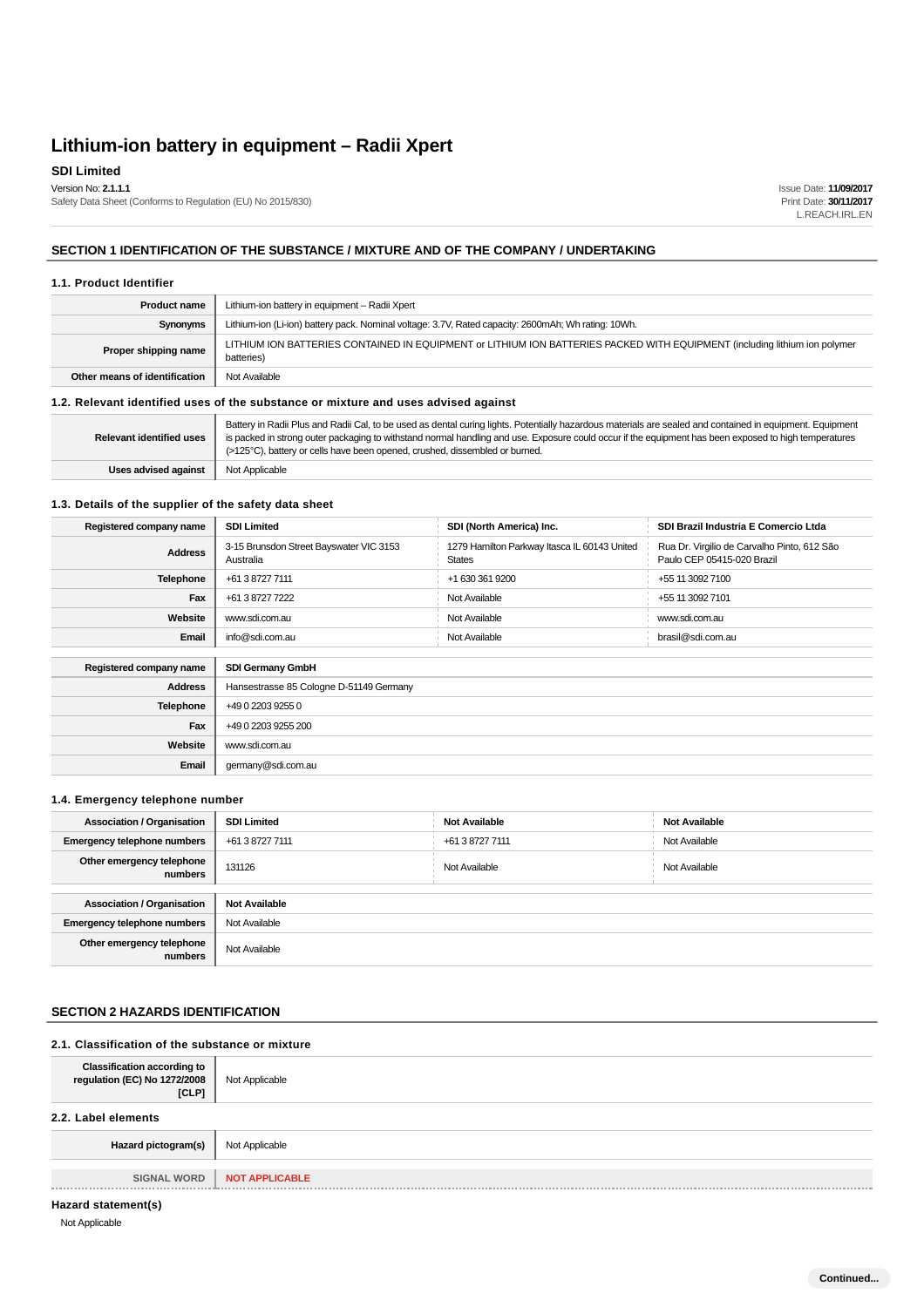# Lithium-ion battery in equipment – Radii Xpert

**SDI Limited**

Version No: **2.1.1.1**
Safety Data Sheet (Conforms to Regulation (EU) No 2015/830)

Issue Date: **11/09/2017**
Print Date: **30/11/2017**
L.REACH.IRL.EN

## SECTION 1 IDENTIFICATION OF THE SUBSTANCE / MIXTURE AND OF THE COMPANY / UNDERTAKING

### 1.1. Product Identifier

| | |
|---|---|
| **Product name** | Lithium-ion battery in equipment – Radii Xpert |
| **Synonyms** | Lithium-ion (Li-ion) battery pack. Nominal voltage: 3.7V, Rated capacity: 2600mAh; Wh rating: 10Wh. |
| **Proper shipping name** | LITHIUM ION BATTERIES CONTAINED IN EQUIPMENT or LITHIUM ION BATTERIES PACKED WITH EQUIPMENT (including lithium ion polymer batteries) |
| **Other means of identification** | Not Available |

### 1.2. Relevant identified uses of the substance or mixture and uses advised against

| | |
|---|---|
| **Relevant identified uses** | Battery in Radii Plus and Radii Cal, to be used as dental curing lights. Potentially hazardous materials are sealed and contained in equipment. Equipment is packed in strong outer packaging to withstand normal handling and use. Exposure could occur if the equipment has been exposed to high temperatures (>125°C), battery or cells have been opened, crushed, dissembled or burned. |
| **Uses advised against** | Not Applicable |

### 1.3. Details of the supplier of the safety data sheet

| **Registered company name** | **SDI Limited** | **SDI (North America) Inc.** | **SDI Brazil Industria E Comercio Ltda** |
|---|---|---|---|
| **Address** | 3-15 Brunsdon Street Bayswater VIC 3153 Australia | 1279 Hamilton Parkway Itasca IL 60143 United States | Rua Dr. Virgilio de Carvalho Pinto, 612 São Paulo CEP 05415-020 Brazil |
| **Telephone** | +61 3 8727 7111 | +1 630 361 9200 | +55 11 3092 7100 |
| **Fax** | +61 3 8727 7222 | Not Available | +55 11 3092 7101 |
| **Website** | www.sdi.com.au | Not Available | www.sdi.com.au |
| **Email** | info@sdi.com.au | Not Available | brasil@sdi.com.au |

| **Registered company name** | **SDI Germany GmbH** |
|---|---|
| **Address** | Hansestrasse 85 Cologne D-51149 Germany |
| **Telephone** | +49 0 2203 9255 0 |
| **Fax** | +49 0 2203 9255 200 |
| **Website** | www.sdi.com.au |
| **Email** | germany@sdi.com.au |

### 1.4. Emergency telephone number

| **Association / Organisation** | **SDI Limited** | **Not Available** | **Not Available** |
|---|---|---|---|
| **Emergency telephone numbers** | +61 3 8727 7111 | +61 3 8727 7111 | Not Available |
| **Other emergency telephone numbers** | 131126 | Not Available | Not Available |

| **Association / Organisation** | **Not Available** |
|---|---|
| **Emergency telephone numbers** | Not Available |
| **Other emergency telephone numbers** | Not Available |

## SECTION 2 HAZARDS IDENTIFICATION

### 2.1. Classification of the substance or mixture

| | |
|---|---|
| **Classification according to regulation (EC) No 1272/2008 [CLP]** | Not Applicable |

### 2.2. Label elements

| | |
|---|---|
| **Hazard pictogram(s)** | Not Applicable |
| **SIGNAL WORD** | **NOT APPLICABLE** |

**Hazard statement(s)**

Not Applicable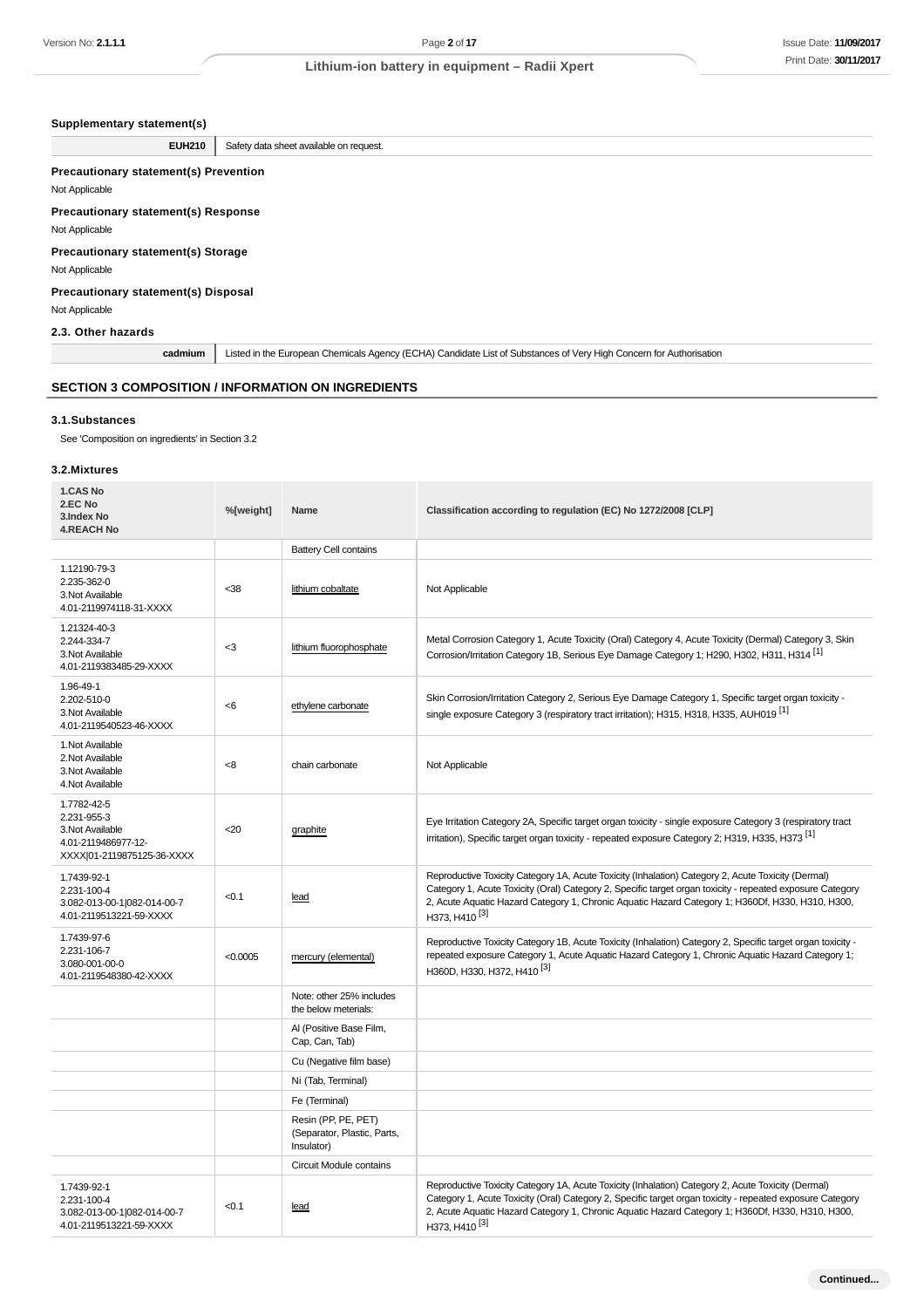### Supplementary statement(s)

| | |
|---|---|
| **EUH210** | Safety data sheet available on request. |

### Precautionary statement(s) Prevention

Not Applicable

### Precautionary statement(s) Response

Not Applicable

### Precautionary statement(s) Storage

Not Applicable

### Precautionary statement(s) Disposal

Not Applicable

### 2.3. Other hazards

| | |
|---|---|
| **cadmium** | Listed in the European Chemicals Agency (ECHA) Candidate List of Substances of Very High Concern for Authorisation |

## SECTION 3 COMPOSITION / INFORMATION ON INGREDIENTS

### 3.1.Substances

See 'Composition on ingredients' in Section 3.2

### 3.2.Mixtures

| 1.CAS No<br>2.EC No<br>3.Index No<br>4.REACH No | %[weight] | Name | Classification according to regulation (EC) No 1272/2008 [CLP] |
|---|---|---|---|
| | | Battery Cell contains | |
| 1.12190-79-3<br>2.235-362-0<br>3.Not Available<br>4.01-2119974118-31-XXXX | <38 | lithium cobaltate | Not Applicable |
| 1.21324-40-3<br>2.244-334-7<br>3.Not Available<br>4.01-2119383485-29-XXXX | <3 | lithium fluorophosphate | Metal Corrosion Category 1, Acute Toxicity (Oral) Category 4, Acute Toxicity (Dermal) Category 3, Skin Corrosion/Irritation Category 1B, Serious Eye Damage Category 1; H290, H302, H311, H314 [1] |
| 1.96-49-1<br>2.202-510-0<br>3.Not Available<br>4.01-2119540523-46-XXXX | <6 | ethylene carbonate | Skin Corrosion/Irritation Category 2, Serious Eye Damage Category 1, Specific target organ toxicity - single exposure Category 3 (respiratory tract irritation); H315, H318, H335, AUH019 [1] |
| 1.Not Available<br>2.Not Available<br>3.Not Available<br>4.Not Available | <8 | chain carbonate | Not Applicable |
| 1.7782-42-5<br>2.231-955-3<br>3.Not Available<br>4.01-2119486977-12-XXXX\|01-2119875125-36-XXXX | <20 | graphite | Eye Irritation Category 2A, Specific target organ toxicity - single exposure Category 3 (respiratory tract irritation), Specific target organ toxicity - repeated exposure Category 2; H319, H335, H373 [1] |
| 1.7439-92-1<br>2.231-100-4<br>3.082-013-00-1\|082-014-00-7<br>4.01-2119513221-59-XXXX | <0.1 | lead | Reproductive Toxicity Category 1A, Acute Toxicity (Inhalation) Category 2, Acute Toxicity (Dermal) Category 1, Acute Toxicity (Oral) Category 2, Specific target organ toxicity - repeated exposure Category 2, Acute Aquatic Hazard Category 1, Chronic Aquatic Hazard Category 1; H360Df, H330, H310, H300, H373, H410 [3] |
| 1.7439-97-6<br>2.231-106-7<br>3.080-001-00-0<br>4.01-2119548380-42-XXXX | <0.0005 | mercury (elemental) | Reproductive Toxicity Category 1B, Acute Toxicity (Inhalation) Category 2, Specific target organ toxicity - repeated exposure Category 1, Acute Aquatic Hazard Category 1, Chronic Aquatic Hazard Category 1; H360D, H330, H372, H410 [3] |
| | | Note: other 25% includes the below meterials: | |
| | | Al (Positive Base Film, Cap, Can, Tab) | |
| | | Cu (Negative film base) | |
| | | Ni (Tab, Terminal) | |
| | | Fe (Terminal) | |
| | | Resin (PP, PE, PET) (Separator, Plastic, Parts, Insulator) | |
| | | Circuit Module contains | |
| 1.7439-92-1<br>2.231-100-4<br>3.082-013-00-1\|082-014-00-7<br>4.01-2119513221-59-XXXX | <0.1 | lead | Reproductive Toxicity Category 1A, Acute Toxicity (Inhalation) Category 2, Acute Toxicity (Dermal) Category 1, Acute Toxicity (Oral) Category 2, Specific target organ toxicity - repeated exposure Category 2, Acute Aquatic Hazard Category 1, Chronic Aquatic Hazard Category 1; H360Df, H330, H310, H300, H373, H410 [3] |

Continued...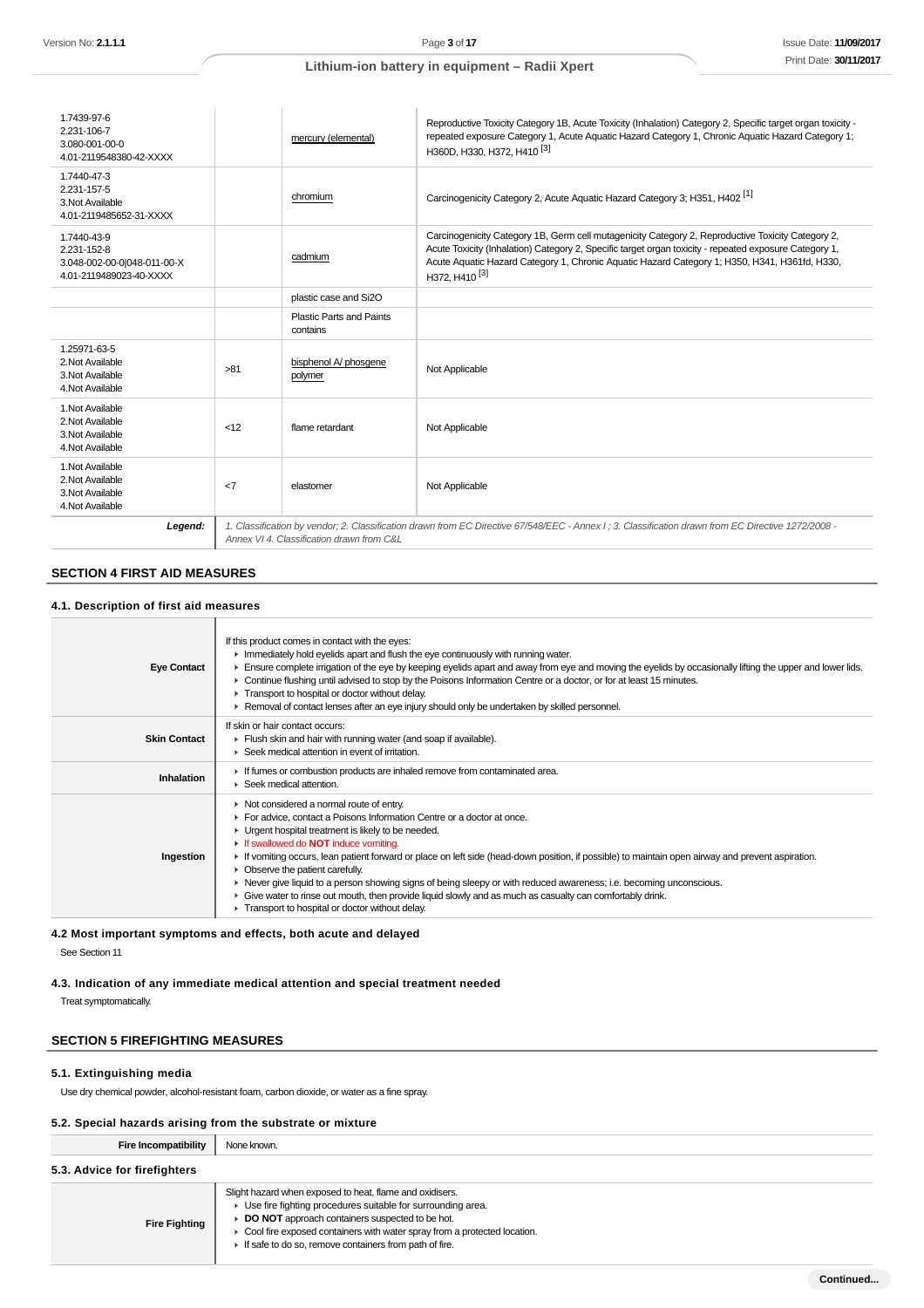| | | | |
|---|---|---|---|
| 1.7439-97-6<br>2.231-106-7<br>3.080-001-00-0<br>4.01-2119548380-42-XXXX | | mercury (elemental) | Reproductive Toxicity Category 1B, Acute Toxicity (Inhalation) Category 2, Specific target organ toxicity - repeated exposure Category 1, Acute Aquatic Hazard Category 1, Chronic Aquatic Hazard Category 1; H360D, H330, H372, H410 [3] |
| 1.7440-47-3<br>2.231-157-5<br>3.Not Available<br>4.01-2119485652-31-XXXX | | chromium | Carcinogenicity Category 2, Acute Aquatic Hazard Category 3; H351, H402 [1] |
| 1.7440-43-9<br>2.231-152-8<br>3.048-002-00-0\|048-011-00-X<br>4.01-2119489023-40-XXXX | | cadmium | Carcinogenicity Category 1B, Germ cell mutagenicity Category 2, Reproductive Toxicity Category 2, Acute Toxicity (Inhalation) Category 2, Specific target organ toxicity - repeated exposure Category 1, Acute Aquatic Hazard Category 1, Chronic Aquatic Hazard Category 1; H350, H341, H361fd, H330, H372, H410 [3] |
| | | plastic case and Si2O | |
| | | Plastic Parts and Paints contains | |
| 1.25971-63-5<br>2.Not Available<br>3.Not Available<br>4.Not Available | >81 | bisphenol A/ phosgene polymer | Not Applicable |
| 1.Not Available<br>2.Not Available<br>3.Not Available<br>4.Not Available | <12 | flame retardant | Not Applicable |
| 1.Not Available<br>2.Not Available<br>3.Not Available<br>4.Not Available | <7 | elastomer | Not Applicable |
| **Legend:** | *1. Classification by vendor; 2. Classification drawn from EC Directive 67/548/EEC - Annex I ; 3. Classification drawn from EC Directive 1272/2008 - Annex VI 4. Classification drawn from C&L* | | |

## SECTION 4 FIRST AID MEASURES

### 4.1. Description of first aid measures

| | |
|---|---|
| **Eye Contact** | If this product comes in contact with the eyes:<br>▸ Immediately hold eyelids apart and flush the eye continuously with running water.<br>▸ Ensure complete irrigation of the eye by keeping eyelids apart and away from eye and moving the eyelids by occasionally lifting the upper and lower lids.<br>▸ Continue flushing until advised to stop by the Poisons Information Centre or a doctor, or for at least 15 minutes.<br>▸ Transport to hospital or doctor without delay.<br>▸ Removal of contact lenses after an eye injury should only be undertaken by skilled personnel. |
| **Skin Contact** | If skin or hair contact occurs:<br>▸ Flush skin and hair with running water (and soap if available).<br>▸ Seek medical attention in event of irritation. |
| **Inhalation** | ▸ If fumes or combustion products are inhaled remove from contaminated area.<br>▸ Seek medical attention. |
| **Ingestion** | ▸ Not considered a normal route of entry.<br>▸ For advice, contact a Poisons Information Centre or a doctor at once.<br>▸ Urgent hospital treatment is likely to be needed.<br>▸ If swallowed do **NOT** induce vomiting.<br>▸ If vomiting occurs, lean patient forward or place on left side (head-down position, if possible) to maintain open airway and prevent aspiration.<br>▸ Observe the patient carefully.<br>▸ Never give liquid to a person showing signs of being sleepy or with reduced awareness; i.e. becoming unconscious.<br>▸ Give water to rinse out mouth, then provide liquid slowly and as much as casualty can comfortably drink.<br>▸ Transport to hospital or doctor without delay. |

### 4.2 Most important symptoms and effects, both acute and delayed

See Section 11

### 4.3. Indication of any immediate medical attention and special treatment needed

Treat symptomatically.

## SECTION 5 FIREFIGHTING MEASURES

### 5.1. Extinguishing media

Use dry chemical powder, alcohol-resistant foam, carbon dioxide, or water as a fine spray.

### 5.2. Special hazards arising from the substrate or mixture

| | |
|---|---|
| **Fire Incompatibility** | None known. |

### 5.3. Advice for firefighters

| | |
|---|---|
| **Fire Fighting** | Slight hazard when exposed to heat, flame and oxidisers.<br>▸ Use fire fighting procedures suitable for surrounding area.<br>▸ **DO NOT** approach containers suspected to be hot.<br>▸ Cool fire exposed containers with water spray from a protected location.<br>▸ If safe to do so, remove containers from path of fire. |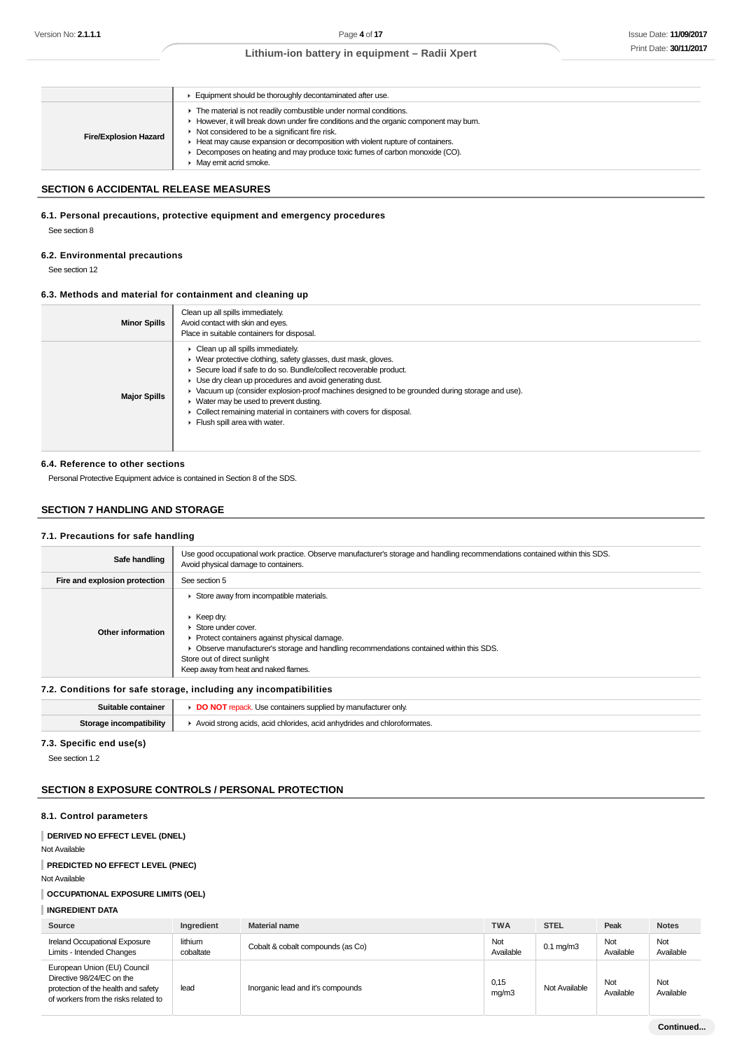| | |
|---|---|
| | ▸ Equipment should be thoroughly decontaminated after use. |
| **Fire/Explosion Hazard** | ▸ The material is not readily combustible under normal conditions.<br>▸ However, it will break down under fire conditions and the organic component may burn.<br>▸ Not considered to be a significant fire risk.<br>▸ Heat may cause expansion or decomposition with violent rupture of containers.<br>▸ Decomposes on heating and may produce toxic fumes of carbon monoxide (CO).<br>▸ May emit acrid smoke. |

## SECTION 6 ACCIDENTAL RELEASE MEASURES

### 6.1. Personal precautions, protective equipment and emergency procedures

See section 8

### 6.2. Environmental precautions

See section 12

### 6.3. Methods and material for containment and cleaning up

| | |
|---|---|
| **Minor Spills** | Clean up all spills immediately.<br>Avoid contact with skin and eyes.<br>Place in suitable containers for disposal. |
| **Major Spills** | ▸ Clean up all spills immediately.<br>▸ Wear protective clothing, safety glasses, dust mask, gloves.<br>▸ Secure load if safe to do so. Bundle/collect recoverable product.<br>▸ Use dry clean up procedures and avoid generating dust.<br>▸ Vacuum up (consider explosion-proof machines designed to be grounded during storage and use).<br>▸ Water may be used to prevent dusting.<br>▸ Collect remaining material in containers with covers for disposal.<br>▸ Flush spill area with water. |

### 6.4. Reference to other sections

Personal Protective Equipment advice is contained in Section 8 of the SDS.

## SECTION 7 HANDLING AND STORAGE

### 7.1. Precautions for safe handling

| | |
|---|---|
| **Safe handling** | Use good occupational work practice. Observe manufacturer's storage and handling recommendations contained within this SDS.<br>Avoid physical damage to containers. |
| **Fire and explosion protection** | See section 5 |
| **Other information** | ▸ Store away from incompatible materials.<br><br>▸ Keep dry.<br>▸ Store under cover.<br>▸ Protect containers against physical damage.<br>▸ Observe manufacturer's storage and handling recommendations contained within this SDS.<br>Store out of direct sunlight<br>Keep away from heat and naked flames. |

### 7.2. Conditions for safe storage, including any incompatibilities

| | |
|---|---|
| **Suitable container** | ▸ **DO NOT** repack. Use containers supplied by manufacturer only. |
| **Storage incompatibility** | ▸ Avoid strong acids, acid chlorides, acid anhydrides and chloroformates. |

### 7.3. Specific end use(s)

See section 1.2

## SECTION 8 EXPOSURE CONTROLS / PERSONAL PROTECTION

### 8.1. Control parameters

**DERIVED NO EFFECT LEVEL (DNEL)**

Not Available

**PREDICTED NO EFFECT LEVEL (PNEC)**

Not Available

**OCCUPATIONAL EXPOSURE LIMITS (OEL)**

**INGREDIENT DATA**

| Source | Ingredient | Material name | TWA | STEL | Peak | Notes |
|---|---|---|---|---|---|---|
| Ireland Occupational Exposure Limits - Intended Changes | lithium cobaltate | Cobalt & cobalt compounds (as Co) | Not Available | 0.1 mg/m3 | Not Available | Not Available |
| European Union (EU) Council Directive 98/24/EC on the protection of the health and safety of workers from the risks related to | lead | Inorganic lead and it's compounds | 0,15 mg/m3 | Not Available | Not Available | Not Available |

Continued...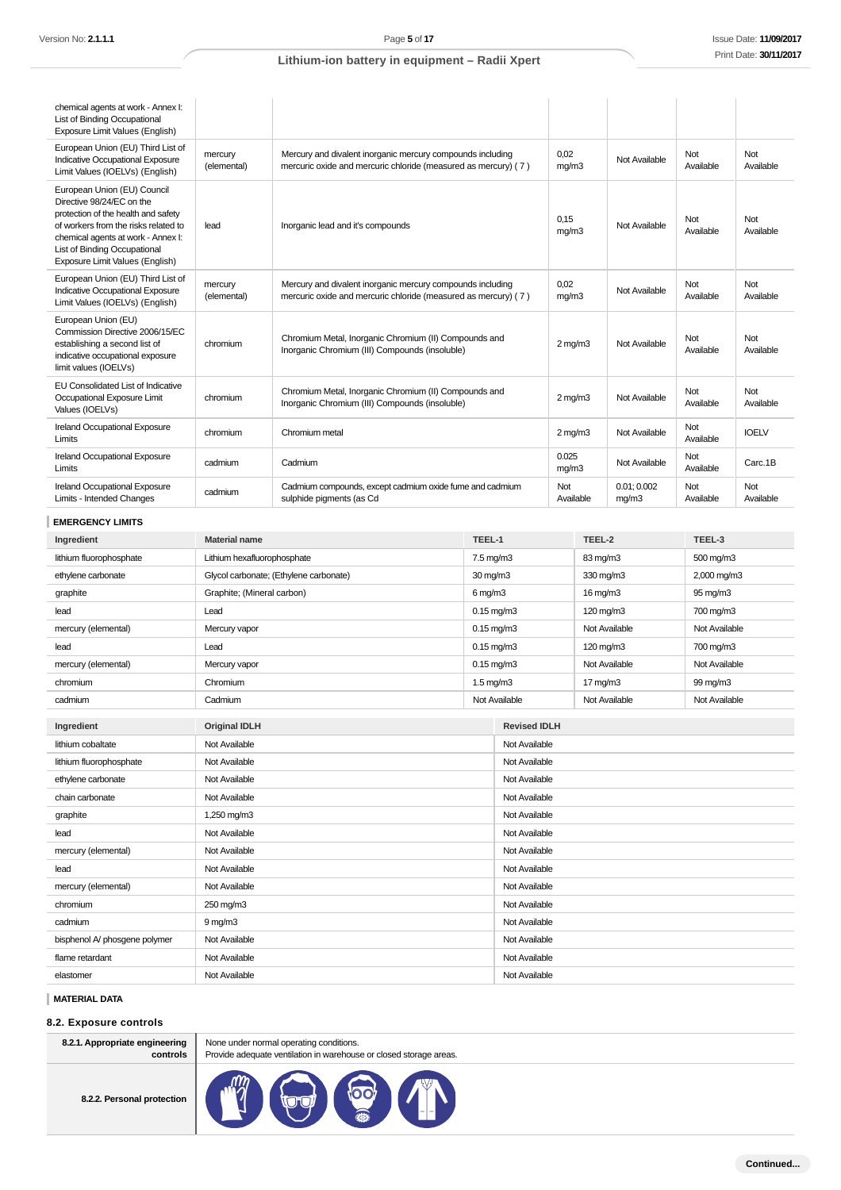| | | | | | | |
|---|---|---|---|---|---|---|
| chemical agents at work - Annex I: List of Binding Occupational Exposure Limit Values (English) | | | | | | |
| European Union (EU) Third List of Indicative Occupational Exposure Limit Values (IOELVs) (English) | mercury (elemental) | Mercury and divalent inorganic mercury compounds including mercuric oxide and mercuric chloride (measured as mercury) ( 7 ) | 0,02 mg/m3 | Not Available | Not Available | Not Available |
| European Union (EU) Council Directive 98/24/EC on the protection of the health and safety of workers from the risks related to chemical agents at work - Annex I: List of Binding Occupational Exposure Limit Values (English) | lead | Inorganic lead and it's compounds | 0,15 mg/m3 | Not Available | Not Available | Not Available |
| European Union (EU) Third List of Indicative Occupational Exposure Limit Values (IOELVs) (English) | mercury (elemental) | Mercury and divalent inorganic mercury compounds including mercuric oxide and mercuric chloride (measured as mercury) ( 7 ) | 0,02 mg/m3 | Not Available | Not Available | Not Available |
| European Union (EU) Commission Directive 2006/15/EC establishing a second list of indicative occupational exposure limit values (IOELVs) | chromium | Chromium Metal, Inorganic Chromium (II) Compounds and Inorganic Chromium (III) Compounds (insoluble) | 2 mg/m3 | Not Available | Not Available | Not Available |
| EU Consolidated List of Indicative Occupational Exposure Limit Values (IOELVs) | chromium | Chromium Metal, Inorganic Chromium (II) Compounds and Inorganic Chromium (III) Compounds (insoluble) | 2 mg/m3 | Not Available | Not Available | Not Available |
| Ireland Occupational Exposure Limits | chromium | Chromium metal | 2 mg/m3 | Not Available | Not Available | IOELV |
| Ireland Occupational Exposure Limits | cadmium | Cadmium | 0.025 mg/m3 | Not Available | Not Available | Carc.1B |
| Ireland Occupational Exposure Limits - Intended Changes | cadmium | Cadmium compounds, except cadmium oxide fume and cadmium sulphide pigments (as Cd | Not Available | 0.01; 0.002 mg/m3 | Not Available | Not Available |

**EMERGENCY LIMITS**

| Ingredient | Material name | TEEL-1 | TEEL-2 | TEEL-3 |
|---|---|---|---|---|
| lithium fluorophosphate | Lithium hexafluorophosphate | 7.5 mg/m3 | 83 mg/m3 | 500 mg/m3 |
| ethylene carbonate | Glycol carbonate; (Ethylene carbonate) | 30 mg/m3 | 330 mg/m3 | 2,000 mg/m3 |
| graphite | Graphite; (Mineral carbon) | 6 mg/m3 | 16 mg/m3 | 95 mg/m3 |
| lead | Lead | 0.15 mg/m3 | 120 mg/m3 | 700 mg/m3 |
| mercury (elemental) | Mercury vapor | 0.15 mg/m3 | Not Available | Not Available |
| lead | Lead | 0.15 mg/m3 | 120 mg/m3 | 700 mg/m3 |
| mercury (elemental) | Mercury vapor | 0.15 mg/m3 | Not Available | Not Available |
| chromium | Chromium | 1.5 mg/m3 | 17 mg/m3 | 99 mg/m3 |
| cadmium | Cadmium | Not Available | Not Available | Not Available |

| Ingredient | Original IDLH | Revised IDLH |
|---|---|---|
| lithium cobaltate | Not Available | Not Available |
| lithium fluorophosphate | Not Available | Not Available |
| ethylene carbonate | Not Available | Not Available |
| chain carbonate | Not Available | Not Available |
| graphite | 1,250 mg/m3 | Not Available |
| lead | Not Available | Not Available |
| mercury (elemental) | Not Available | Not Available |
| lead | Not Available | Not Available |
| mercury (elemental) | Not Available | Not Available |
| chromium | 250 mg/m3 | Not Available |
| cadmium | 9 mg/m3 | Not Available |
| bisphenol A/ phosgene polymer | Not Available | Not Available |
| flame retardant | Not Available | Not Available |
| elastomer | Not Available | Not Available |

**MATERIAL DATA**

## 8.2. Exposure controls

| | |
|---|---|
| **8.2.1. Appropriate engineering controls** | None under normal operating conditions.<br>Provide adequate ventilation in warehouse or closed storage areas. |
| **8.2.2. Personal protection** | |

Continued...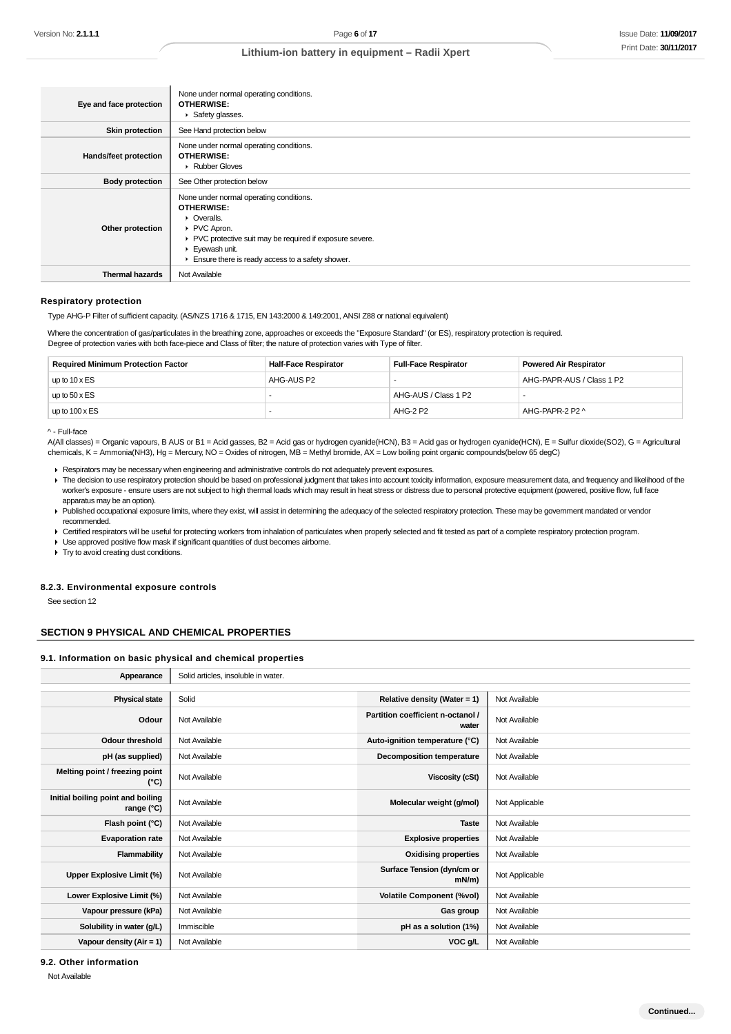| | |
|---|---|
| **Eye and face protection** | None under normal operating conditions.<br>**OTHERWISE:**<br>▸ Safety glasses. |
| **Skin protection** | See Hand protection below |
| **Hands/feet protection** | None under normal operating conditions.<br>**OTHERWISE:**<br>▸ Rubber Gloves |
| **Body protection** | See Other protection below |
| **Other protection** | None under normal operating conditions.<br>**OTHERWISE:**<br>▸ Overalls.<br>▸ PVC Apron.<br>▸ PVC protective suit may be required if exposure severe.<br>▸ Eyewash unit.<br>▸ Ensure there is ready access to a safety shower. |
| **Thermal hazards** | Not Available |

### Respiratory protection

Type AHG-P Filter of sufficient capacity. (AS/NZS 1716 & 1715, EN 143:2000 & 149:2001, ANSI Z88 or national equivalent)

Where the concentration of gas/particulates in the breathing zone, approaches or exceeds the "Exposure Standard" (or ES), respiratory protection is required.
Degree of protection varies with both face-piece and Class of filter; the nature of protection varies with Type of filter.

| Required Minimum Protection Factor | Half-Face Respirator | Full-Face Respirator | Powered Air Respirator |
|---|---|---|---|
| up to 10 x ES | AHG-AUS P2 | - | AHG-PAPR-AUS / Class 1 P2 |
| up to 50 x ES | - | AHG-AUS / Class 1 P2 | - |
| up to 100 x ES | - | AHG-2 P2 | AHG-PAPR-2 P2 ^ |

^ - Full-face

A(All classes) = Organic vapours, B AUS or B1 = Acid gasses, B2 = Acid gas or hydrogen cyanide(HCN), B3 = Acid gas or hydrogen cyanide(HCN), E = Sulfur dioxide(SO2), G = Agricultural chemicals, K = Ammonia(NH3), Hg = Mercury, NO = Oxides of nitrogen, MB = Methyl bromide, AX = Low boiling point organic compounds(below 65 degC)

- Respirators may be necessary when engineering and administrative controls do not adequately prevent exposures.
- The decision to use respiratory protection should be based on professional judgment that takes into account toxicity information, exposure measurement data, and frequency and likelihood of the worker's exposure - ensure users are not subject to high thermal loads which may result in heat stress or distress due to personal protective equipment (powered, positive flow, full face apparatus may be an option).
- Published occupational exposure limits, where they exist, will assist in determining the adequacy of the selected respiratory protection. These may be government mandated or vendor recommended.
- Certified respirators will be useful for protecting workers from inhalation of particulates when properly selected and fit tested as part of a complete respiratory protection program.
- Use approved positive flow mask if significant quantities of dust becomes airborne.
- Try to avoid creating dust conditions.

### 8.2.3. Environmental exposure controls

See section 12

## SECTION 9 PHYSICAL AND CHEMICAL PROPERTIES

### 9.1. Information on basic physical and chemical properties

| | | | |
|---|---|---|---|
| **Appearance** | Solid articles, insoluble in water. | | |
| **Physical state** | Solid | **Relative density (Water = 1)** | Not Available |
| **Odour** | Not Available | **Partition coefficient n-octanol / water** | Not Available |
| **Odour threshold** | Not Available | **Auto-ignition temperature (°C)** | Not Available |
| **pH (as supplied)** | Not Available | **Decomposition temperature** | Not Available |
| **Melting point / freezing point (°C)** | Not Available | **Viscosity (cSt)** | Not Available |
| **Initial boiling point and boiling range (°C)** | Not Available | **Molecular weight (g/mol)** | Not Applicable |
| **Flash point (°C)** | Not Available | **Taste** | Not Available |
| **Evaporation rate** | Not Available | **Explosive properties** | Not Available |
| **Flammability** | Not Available | **Oxidising properties** | Not Available |
| **Upper Explosive Limit (%)** | Not Available | **Surface Tension (dyn/cm or mN/m)** | Not Applicable |
| **Lower Explosive Limit (%)** | Not Available | **Volatile Component (%vol)** | Not Available |
| **Vapour pressure (kPa)** | Not Available | **Gas group** | Not Available |
| **Solubility in water (g/L)** | Immiscible | **pH as a solution (1%)** | Not Available |
| **Vapour density (Air = 1)** | Not Available | **VOC g/L** | Not Available |

### 9.2. Other information

Not Available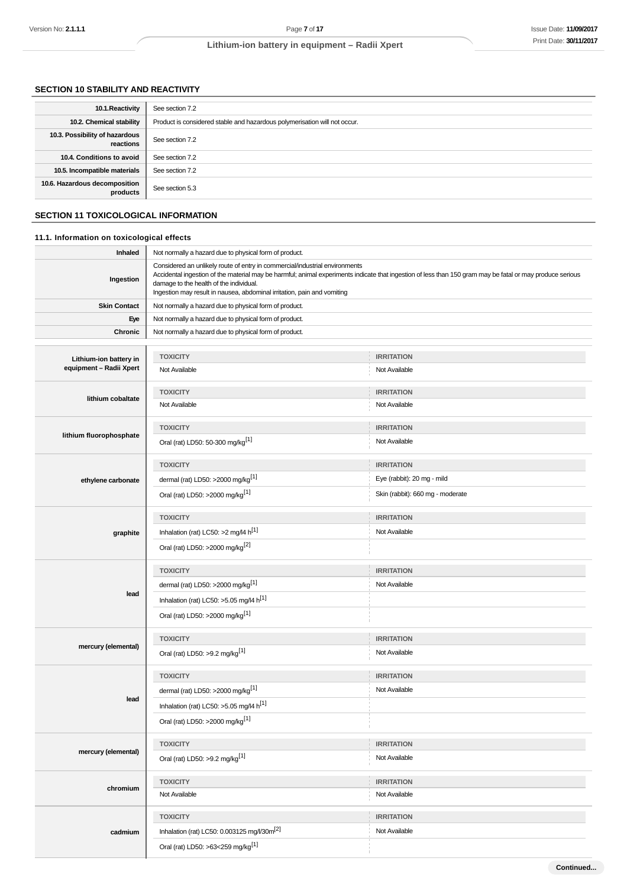## SECTION 10 STABILITY AND REACTIVITY

| | |
|---|---|
| **10.1.Reactivity** | See section 7.2 |
| **10.2. Chemical stability** | Product is considered stable and hazardous polymerisation will not occur. |
| **10.3. Possibility of hazardous reactions** | See section 7.2 |
| **10.4. Conditions to avoid** | See section 7.2 |
| **10.5. Incompatible materials** | See section 7.2 |
| **10.6. Hazardous decomposition products** | See section 5.3 |

## SECTION 11 TOXICOLOGICAL INFORMATION

### 11.1. Information on toxicological effects

| | |
|---|---|
| **Inhaled** | Not normally a hazard due to physical form of product. |
| **Ingestion** | Considered an unlikely route of entry in commercial/industrial environments<br>Accidental ingestion of the material may be harmful; animal experiments indicate that ingestion of less than 150 gram may be fatal or may produce serious damage to the health of the individual.<br>Ingestion may result in nausea, abdominal irritation, pain and vomiting |
| **Skin Contact** | Not normally a hazard due to physical form of product. |
| **Eye** | Not normally a hazard due to physical form of product. |
| **Chronic** | Not normally a hazard due to physical form of product. |

| | TOXICITY | IRRITATION |
|---|---|---|
| **Lithium-ion battery in equipment – Radii Xpert** | Not Available | Not Available |
| **lithium cobaltate** | Not Available | Not Available |
| **lithium fluorophosphate** | Oral (rat) LD50: 50-300 mg/kg[1] | Not Available |
| **ethylene carbonate** | dermal (rat) LD50: >2000 mg/kg[1] | Eye (rabbit): 20 mg - mild |
| | Oral (rat) LD50: >2000 mg/kg[1] | Skin (rabbit): 660 mg - moderate |
| **graphite** | Inhalation (rat) LC50: >2 mg/l4 h[1] | Not Available |
| | Oral (rat) LD50: >2000 mg/kg[2] | |
| **lead** | dermal (rat) LD50: >2000 mg/kg[1] | Not Available |
| | Inhalation (rat) LC50: >5.05 mg/l4 h[1] | |
| | Oral (rat) LD50: >2000 mg/kg[1] | |
| **mercury (elemental)** | Oral (rat) LD50: >9.2 mg/kg[1] | Not Available |
| **lead** | dermal (rat) LD50: >2000 mg/kg[1] | Not Available |
| | Inhalation (rat) LC50: >5.05 mg/l4 h[1] | |
| | Oral (rat) LD50: >2000 mg/kg[1] | |
| **mercury (elemental)** | Oral (rat) LD50: >9.2 mg/kg[1] | Not Available |
| **chromium** | Not Available | Not Available |
| **cadmium** | Inhalation (rat) LC50: 0.003125 mg/l/30m[2] | Not Available |
| | Oral (rat) LD50: >63<259 mg/kg[1] | |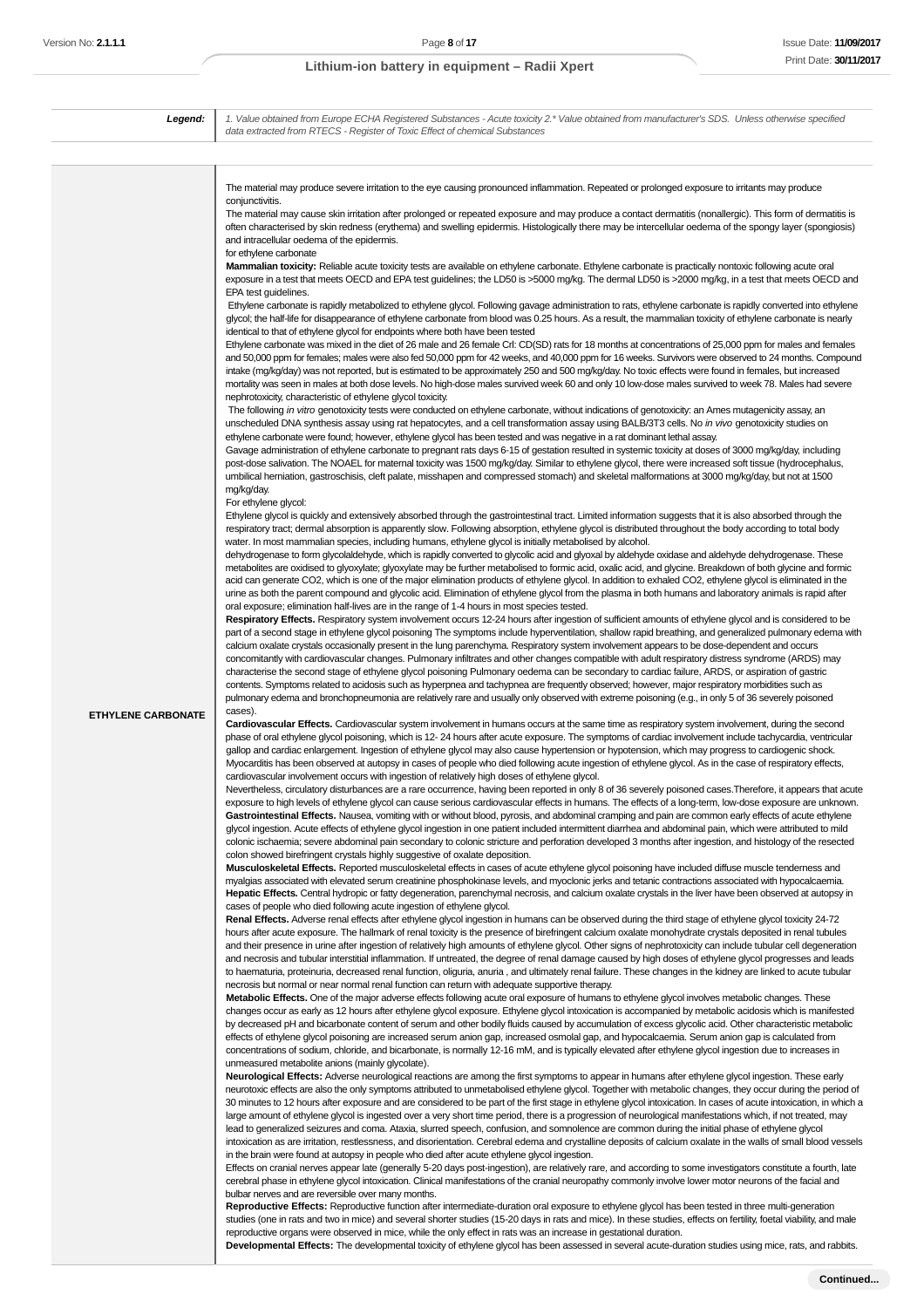| Legend: | 1. Value obtained from Europe ECHA Registered Substances - Acute toxicity 2.* Value obtained from manufacturer's SDS. Unless otherwise specified data extracted from RTECS - Register of Toxic Effect of chemical Substances |
|---|---|

| | |
|---|---|
| **ETHYLENE CARBONATE** | The material may produce severe irritation to the eye causing pronounced inflammation. Repeated or prolonged exposure to irritants may produce conjunctivitis.<br>The material may cause skin irritation after prolonged or repeated exposure and may produce a contact dermatitis (nonallergic). This form of dermatitis is often characterised by skin redness (erythema) and swelling epidermis. Histologically there may be intercellular oedema of the spongy layer (spongiosis) and intracellular oedema of the epidermis.<br>for ethylene carbonate<br>**Mammalian toxicity:** Reliable acute toxicity tests are available on ethylene carbonate. Ethylene carbonate is practically nontoxic following acute oral exposure in a test that meets OECD and EPA test guidelines; the LD50 is >5000 mg/kg. The dermal LD50 is >2000 mg/kg, in a test that meets OECD and EPA test guidelines.<br>Ethylene carbonate is rapidly metabolized to ethylene glycol. Following gavage administration to rats, ethylene carbonate is rapidly converted into ethylene glycol; the half-life for disappearance of ethylene carbonate from blood was 0.25 hours. As a result, the mammalian toxicity of ethylene carbonate is nearly identical to that of ethylene glycol for endpoints where both have been tested<br>Ethylene carbonate was mixed in the diet of 26 male and 26 female Crl: CD(SD) rats for 18 months at concentrations of 25,000 ppm for males and females and 50,000 ppm for females; males were also fed 50,000 ppm for 42 weeks, and 40,000 ppm for 16 weeks. Survivors were observed to 24 months. Compound intake (mg/kg/day) was not reported, but is estimated to be approximately 250 and 500 mg/kg/day. No toxic effects were found in females, but increased mortality was seen in males at both dose levels. No high-dose males survived week 60 and only 10 low-dose males survived to week 78. Males had severe nephrotoxicity, characteristic of ethylene glycol toxicity.<br>The following *in vitro* genotoxicity tests were conducted on ethylene carbonate, without indications of genotoxicity: an Ames mutagenicity assay, an unscheduled DNA synthesis assay using rat hepatocytes, and a cell transformation assay using BALB/3T3 cells. No *in vivo* genotoxicity studies on ethylene carbonate were found; however, ethylene glycol has been tested and was negative in a rat dominant lethal assay.<br>Gavage administration of ethylene carbonate to pregnant rats days 6-15 of gestation resulted in systemic toxicity at doses of 3000 mg/kg/day, including post-dose salivation. The NOAEL for maternal toxicity was 1500 mg/kg/day. Similar to ethylene glycol, there were increased soft tissue (hydrocephalus, umbilical herniation, gastroschisis, cleft palate, misshapen and compressed stomach) and skeletal malformations at 3000 mg/kg/day, but not at 1500 mg/kg/day.<br>For ethylene glycol:<br>Ethylene glycol is quickly and extensively absorbed through the gastrointestinal tract. Limited information suggests that it is also absorbed through the respiratory tract; dermal absorption is apparently slow. Following absorption, ethylene glycol is distributed throughout the body according to total body water. In most mammalian species, including humans, ethylene glycol is initially metabolised by alcohol.<br>dehydrogenase to form glycolaldehyde, which is rapidly converted to glycolic acid and glyoxal by aldehyde oxidase and aldehyde dehydrogenase. These metabolites are oxidised to glyoxylate; glyoxylate may be further metabolised to formic acid, oxalic acid, and glycine. Breakdown of both glycine and formic acid can generate CO2, which is one of the major elimination products of ethylene glycol. In addition to exhaled CO2, ethylene glycol is eliminated in the urine as both the parent compound and glycolic acid. Elimination of ethylene glycol from the plasma in both humans and laboratory animals is rapid after oral exposure; elimination half-lives are in the range of 1-4 hours in most species tested.<br>**Respiratory Effects.** Respiratory system involvement occurs 12-24 hours after ingestion of sufficient amounts of ethylene glycol and is considered to be part of a second stage in ethylene glycol poisoning The symptoms include hyperventilation, shallow rapid breathing, and generalized pulmonary edema with calcium oxalate crystals occasionally present in the lung parenchyma. Respiratory system involvement appears to be dose-dependent and occurs concomitantly with cardiovascular changes. Pulmonary infiltrates and other changes compatible with adult respiratory distress syndrome (ARDS) may characterise the second stage of ethylene glycol poisoning Pulmonary oedema can be secondary to cardiac failure, ARDS, or aspiration of gastric contents. Symptoms related to acidosis such as hyperpnea and tachypnea are frequently observed; however, major respiratory morbidities such as pulmonary edema and bronchopneumonia are relatively rare and usually only observed with extreme poisoning (e.g., in only 5 of 36 severely poisoned cases).<br>**Cardiovascular Effects.** Cardiovascular system involvement in humans occurs at the same time as respiratory system involvement, during the second phase of oral ethylene glycol poisoning, which is 12- 24 hours after acute exposure. The symptoms of cardiac involvement include tachycardia, ventricular gallop and cardiac enlargement. Ingestion of ethylene glycol may also cause hypertension or hypotension, which may progress to cardiogenic shock. Myocarditis has been observed at autopsy in cases of people who died following acute ingestion of ethylene glycol. As in the case of respiratory effects, cardiovascular involvement occurs with ingestion of relatively high doses of ethylene glycol.<br>Nevertheless, circulatory disturbances are a rare occurrence, having been reported in only 8 of 36 severely poisoned cases.Therefore, it appears that acute exposure to high levels of ethylene glycol can cause serious cardiovascular effects in humans. The effects of a long-term, low-dose exposure are unknown.<br>**Gastrointestinal Effects.** Nausea, vomiting with or without blood, pyrosis, and abdominal cramping and pain are common early effects of acute ethylene glycol ingestion. Acute effects of ethylene glycol ingestion in one patient included intermittent diarrhea and abdominal pain, which were attributed to mild colonic ischaemia; severe abdominal pain secondary to colonic stricture and perforation developed 3 months after ingestion, and histology of the resected colon showed birefringent crystals highly suggestive of oxalate deposition.<br>**Musculoskeletal Effects.** Reported musculoskeletal effects in cases of acute ethylene glycol poisoning have included diffuse muscle tenderness and myalgias associated with elevated serum creatinine phosphokinase levels, and myoclonic jerks and tetanic contractions associated with hypocalcaemia.<br>**Hepatic Effects.** Central hydropic or fatty degeneration, parenchymal necrosis, and calcium oxalate crystals in the liver have been observed at autopsy in cases of people who died following acute ingestion of ethylene glycol.<br>**Renal Effects.** Adverse renal effects after ethylene glycol ingestion in humans can be observed during the third stage of ethylene glycol toxicity 24-72 hours after acute exposure. The hallmark of renal toxicity is the presence of birefringent calcium oxalate monohydrate crystals deposited in renal tubules and their presence in urine after ingestion of relatively high amounts of ethylene glycol. Other signs of nephrotoxicity can include tubular cell degeneration and necrosis and tubular interstitial inflammation. If untreated, the degree of renal damage caused by high doses of ethylene glycol progresses and leads to haematuria, proteinuria, decreased renal function, oliguria, anuria , and ultimately renal failure. These changes in the kidney are linked to acute tubular necrosis but normal or near normal renal function can return with adequate supportive therapy.<br>**Metabolic Effects.** One of the major adverse effects following acute oral exposure of humans to ethylene glycol involves metabolic changes. These changes occur as early as 12 hours after ethylene glycol exposure. Ethylene glycol intoxication is accompanied by metabolic acidosis which is manifested by decreased pH and bicarbonate content of serum and other bodily fluids caused by accumulation of excess glycolic acid. Other characteristic metabolic effects of ethylene glycol poisoning are increased serum anion gap, increased osmolal gap, and hypocalcaemia. Serum anion gap is calculated from concentrations of sodium, chloride, and bicarbonate, is normally 12-16 mM, and is typically elevated after ethylene glycol ingestion due to increases in unmeasured metabolite anions (mainly glycolate).<br>**Neurological Effects:** Adverse neurological reactions are among the first symptoms to appear in humans after ethylene glycol ingestion. These early neurotoxic effects are also the only symptoms attributed to unmetabolised ethylene glycol. Together with metabolic changes, they occur during the period of 30 minutes to 12 hours after exposure and are considered to be part of the first stage in ethylene glycol intoxication. In cases of acute intoxication, in which a large amount of ethylene glycol is ingested over a very short time period, there is a progression of neurological manifestations which, if not treated, may lead to generalized seizures and coma. Ataxia, slurred speech, confusion, and somnolence are common during the initial phase of ethylene glycol intoxication as are irritation, restlessness, and disorientation. Cerebral edema and crystalline deposits of calcium oxalate in the walls of small blood vessels in the brain were found at autopsy in people who died after acute ethylene glycol ingestion.<br>Effects on cranial nerves appear late (generally 5-20 days post-ingestion), are relatively rare, and according to some investigators constitute a fourth, late cerebral phase in ethylene glycol intoxication. Clinical manifestations of the cranial neuropathy commonly involve lower motor neurons of the facial and bulbar nerves and are reversible over many months.<br>**Reproductive Effects:** Reproductive function after intermediate-duration oral exposure to ethylene glycol has been tested in three multi-generation studies (one in rats and two in mice) and several shorter studies (15-20 days in rats and mice). In these studies, effects on fertility, foetal viability, and male reproductive organs were observed in mice, while the only effect in rats was an increase in gestational duration.<br>**Developmental Effects:** The developmental toxicity of ethylene glycol has been assessed in several acute-duration studies using mice, rats, and rabbits. |

Continued...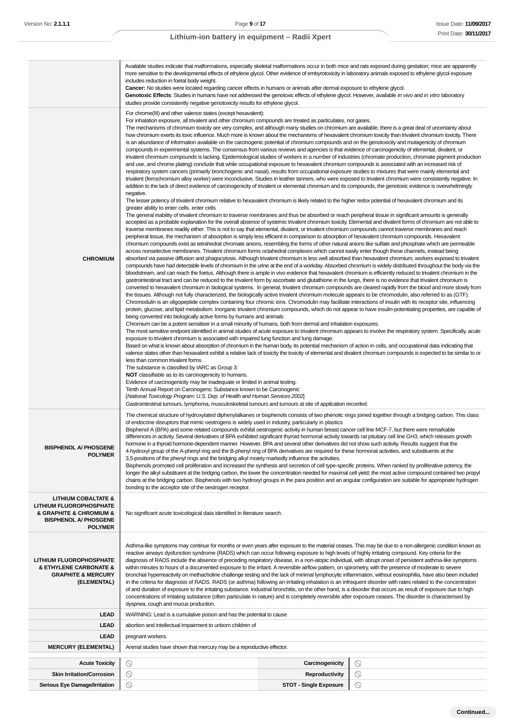| | |
|---|---|
| | Available studies indicate that malformations, especially skeletal malformations occur in both mice and rats exposed during gestation; mice are apparently more sensitive to the developmental effects of ethylene glycol. Other evidence of embryotoxicity in laboratory animals exposed to ethylene glycol exposure includes reduction in foetal body weight.<br>**Cancer:** No studies were located regarding cancer effects in humans or animals after dermal exposure to ethylene glycol.<br>**Genotoxic Effects**: Studies in humans have not addressed the genotoxic effects of ethylene glycol. However, available *in vivo* and *in vitro* laboratory studies provide consistently negative genotoxicity results for ethylene glycol. |
| **CHROMIUM** | For chrome(III) and other valence states (except hexavalent):<br>For inhalation exposure, all trivalent and other chromium compounds are treated as particulates, not gases.<br>The mechanisms of chromium toxicity are very complex, and although many studies on chromium are available, there is a great deal of uncertainty about how chromium exerts its toxic influence. Much more is known about the mechanisms of hexavalent chromium toxicity than trivalent chromium toxicity. There is an abundance of information available on the carcinogenic potential of chromium compounds and on the genotoxicity and mutagenicity of chromium compounds in experimental systems. The consensus from various reviews and agencies is that evidence of carcinogenicity of elemental, divalent, or trivalent chromium compounds is lacking. Epidemiological studies of workers in a number of industries (chromate production, chromate pigment production and use, and chrome plating) conclude that while occupational exposure to hexavalent chromium compounds is associated with an increased risk of respiratory system cancers (primarily bronchogenic and nasal), results from occupational exposure studies to mixtures that were mainly elemental and trivalent (ferrochromium alloy worker) were inconclusive. Studies in leather tanners, who were exposed to trivalent chromium were consistently negative. In addition to the lack of direct evidence of carcinogenicity of trivalent or elemental chromium and its compounds, the genotoxic evidence is overwhelmingly negative.<br>The lesser potency of trivalent chromium relative to hexavalent chromium is likely related to the higher redox potential of hexavalent chromium and its greater ability to enter cells. enter cells<br>The general inability of trivalent chromium to traverse membranes and thus be absorbed or reach peripheral tissue in significant amounts is generally accepted as a probable explanation for the overall absence of systemic trivalent chromium toxicity. Elemental and divalent forms of chromium are not able to traverse membranes readily either. This is not to say that elemental, divalent, or trivalent chromium compounds cannot traverse membranes and reach peripheral tissue, the mechanism of absorption is simply less efficient in comparison to absorption of hexavalent chromium compounds. Hexavalent chromium compounds exist as tetrahedral chromate anions, resembling the forms of other natural anions like sulfate and phosphate which are permeable across nonselective membranes. Trivalent chromium forms octahedral complexes which cannot easily enter though these channels, instead being absorbed via passive diffusion and phagocytosis. Although trivalent chromium is less well absorbed than hexavalent chromium, workers exposed to trivalent compounds have had detectable levels of chromium in the urine at the end of a workday. Absorbed chromium is widely distributed throughout the body via the bloodstream, and can reach the foetus. Although there is ample in vivo evidence that hexavalent chromium is efficiently reduced to trivalent chromium in the gastrointestinal tract and can be reduced to the trivalent form by ascorbate and glutathione in the lungs, there is no evidence that trivalent chromium is converted to hexavalent chromium in biological systems. In general, trivalent chromium compounds are cleared rapidly from the blood and more slowly from the tissues. Although not fully characterized, the biologically active trivalent chromium molecule appears to be chromodulin, also referred to as (GTF). Chromodulin is an oligopeptide complex containing four chromic ions. Chromodulin may facilitate interactions of insulin with its receptor site, influencing protein, glucose, and lipid metabolism. Inorganic trivalent chromium compounds, which do not appear to have insulin-potentiating properties, are capable of being converted into biologically active forms by humans and animals<br>Chromium can be a potent sensitiser in a small minority of humans, both from dermal and inhalation exposures.<br>The most sensitive endpoint identified in animal studies of acute exposure to trivalent chromium appears to involve the respiratory system. Specifically, acute exposure to trivalent chromium is associated with impaired lung function and lung damage.<br>Based on what is known about absorption of chromium in the human body, its potential mechanism of action in cells, and occupational data indicating that valence states other than hexavalent exhibit a relative lack of toxicity the toxicity of elemental and divalent chromium compounds is expected to be similar to or less than common trivalent forms.<br>The substance is classified by IARC as Group 3:<br>**NOT** classifiable as to its carcinogenicity to humans.<br>Evidence of carcinogenicity may be inadequate or limited in animal testing.<br>Tenth Annual Report on Carcinogens: Substance known to be Carcinogenic<br>[*National Toxicology Program: U.S. Dep. of Health and Human Services 2002*]<br>Gastrointestinal tumours, lymphoma, musculoskeletal tumours and tumours at site of application recorded. |
| **BISPHENOL A/ PHOSGENE POLYMER** | The chemical structure of hydroxylated diphenylalkanes or bisphenols consists of two phenolic rings joined together through a bridging carbon. This class of endocrine disruptors that mimic oestrogens is widely used in industry, particularly in plastics<br>Bisphenol A (BPA) and some related compounds exhibit oestrogenic activity in human breast cancer cell line MCF-7, but there were remarkable differences in activity. Several derivatives of BPA exhibited significant thyroid hormonal activity towards rat pituitary cell line GH3, which releases growth hormone in a thyroid hormone-dependent manner. However, BPA and several other derivatives did not show such activity. Results suggest that the 4-hydroxyl group of the A-phenyl ring and the B-phenyl ring of BPA derivatives are required for these hormonal activities, and substituents at the 3,5-positions of the phenyl rings and the bridging alkyl moiety markedly influence the activities.<br>Bisphenols promoted cell proliferation and increased the synthesis and secretion of cell type-specific proteins. When ranked by proliferative potency, the longer the alkyl substituent at the bridging carbon, the lower the concentration needed for maximal cell yield; the most active compound contained two propyl chains at the bridging carbon. Bisphenols with two hydroxyl groups in the para position and an angular configuration are suitable for appropriate hydrogen bonding to the acceptor site of the oestrogen receptor. |
| **LITHIUM COBALTATE & LITHIUM FLUOROPHOSPHATE & GRAPHITE & CHROMIUM & BISPHENOL A/ PHOSGENE POLYMER** | No significant acute toxicological data identified in literature search. |
| **LITHIUM FLUOROPHOSPHATE & ETHYLENE CARBONATE & GRAPHITE & MERCURY (ELEMENTAL)** | Asthma-like symptoms may continue for months or even years after exposure to the material ceases. This may be due to a non-allergenic condition known as reactive airways dysfunction syndrome (RADS) which can occur following exposure to high levels of highly irritating compound. Key criteria for the diagnosis of RADS include the absence of preceding respiratory disease, in a non-atopic individual, with abrupt onset of persistent asthma-like symptoms within minutes to hours of a documented exposure to the irritant. A reversible airflow pattern, on spirometry, with the presence of moderate to severe bronchial hyperreactivity on methacholine challenge testing and the lack of minimal lymphocytic inflammation, without eosinophilia, have also been included in the criteria for diagnosis of RADS. RADS (or asthma) following an irritating inhalation is an infrequent disorder with rates related to the concentration of and duration of exposure to the irritating substance. Industrial bronchitis, on the other hand, is a disorder that occurs as result of exposure due to high concentrations of irritating substance (often particulate in nature) and is completely reversible after exposure ceases. The disorder is characterised by dyspnea, cough and mucus production. |
| **LEAD** | WARNING: Lead is a cumulative poison and has the potential to cause |
| **LEAD** | abortion and intellectual impairment to unborn children of |
| **LEAD** | pregnant workers. |
| **MERCURY (ELEMENTAL)** | Animal studies have shown that mercury may be a reproductive effector. |

| | | | |
|---|---|---|---|
| **Acute Toxicity** | ⃠ | **Carcinogenicity** | ⃠ |
| **Skin Irritation/Corrosion** | ⃠ | **Reproductivity** | ⃠ |
| **Serious Eye Damage/Irritation** | ⃠ | **STOT - Single Exposure** | ⃠ |

Continued...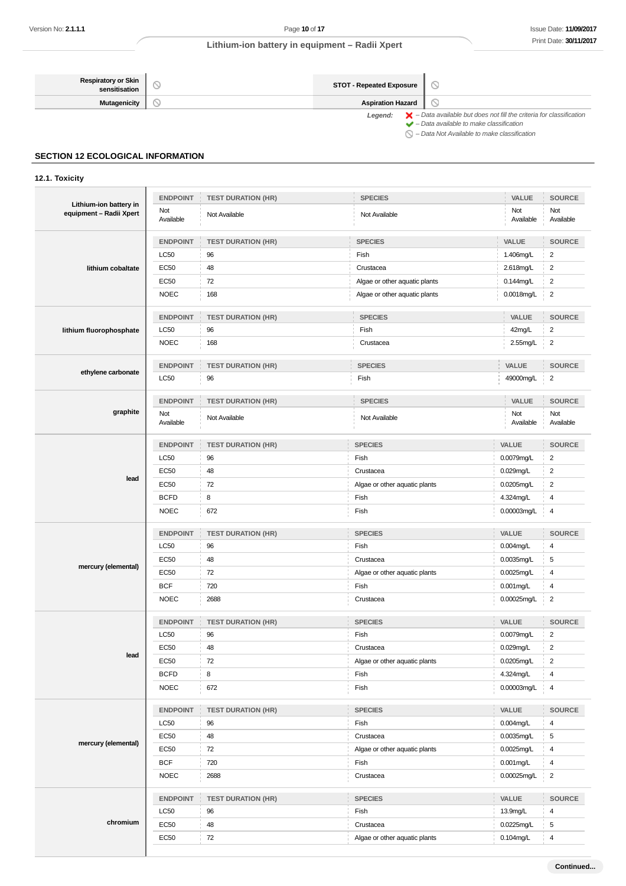| Respiratory or Skin sensitisation | ⃠ | STOT - Repeated Exposure | ⃠ |
|---|---|---|---|
| Mutagenicity | ⃠ | Aspiration Hazard | ⃠ |

*Legend:* ✗ – Data available but does not fill the criteria for classification
✔ – Data available to make classification
⃠ – Data Not Available to make classification

## SECTION 12 ECOLOGICAL INFORMATION

### 12.1. Toxicity

| | ENDPOINT | TEST DURATION (HR) | SPECIES | VALUE | SOURCE |
|---|---|---|---|---|---|
| **Lithium-ion battery in equipment – Radii Xpert** | Not Available | Not Available | Not Available | Not Available | Not Available |
| **lithium cobaltate** | ENDPOINT | TEST DURATION (HR) | SPECIES | VALUE | SOURCE |
| | LC50 | 96 | Fish | 1.406mg/L | 2 |
| | EC50 | 48 | Crustacea | 2.618mg/L | 2 |
| | EC50 | 72 | Algae or other aquatic plants | 0.144mg/L | 2 |
| | NOEC | 168 | Algae or other aquatic plants | 0.0018mg/L | 2 |
| **lithium fluorophosphate** | ENDPOINT | TEST DURATION (HR) | SPECIES | VALUE | SOURCE |
| | LC50 | 96 | Fish | 42mg/L | 2 |
| | NOEC | 168 | Crustacea | 2.55mg/L | 2 |
| **ethylene carbonate** | ENDPOINT | TEST DURATION (HR) | SPECIES | VALUE | SOURCE |
| | LC50 | 96 | Fish | 49000mg/L | 2 |
| **graphite** | ENDPOINT | TEST DURATION (HR) | SPECIES | VALUE | SOURCE |
| | Not Available | Not Available | Not Available | Not Available | Not Available |
| **lead** | ENDPOINT | TEST DURATION (HR) | SPECIES | VALUE | SOURCE |
| | LC50 | 96 | Fish | 0.0079mg/L | 2 |
| | EC50 | 48 | Crustacea | 0.029mg/L | 2 |
| | EC50 | 72 | Algae or other aquatic plants | 0.0205mg/L | 2 |
| | BCFD | 8 | Fish | 4.324mg/L | 4 |
| | NOEC | 672 | Fish | 0.00003mg/L | 4 |
| **mercury (elemental)** | ENDPOINT | TEST DURATION (HR) | SPECIES | VALUE | SOURCE |
| | LC50 | 96 | Fish | 0.004mg/L | 4 |
| | EC50 | 48 | Crustacea | 0.0035mg/L | 5 |
| | EC50 | 72 | Algae or other aquatic plants | 0.0025mg/L | 4 |
| | BCF | 720 | Fish | 0.001mg/L | 4 |
| | NOEC | 2688 | Crustacea | 0.00025mg/L | 2 |
| **lead** | ENDPOINT | TEST DURATION (HR) | SPECIES | VALUE | SOURCE |
| | LC50 | 96 | Fish | 0.0079mg/L | 2 |
| | EC50 | 48 | Crustacea | 0.029mg/L | 2 |
| | EC50 | 72 | Algae or other aquatic plants | 0.0205mg/L | 2 |
| | BCFD | 8 | Fish | 4.324mg/L | 4 |
| | NOEC | 672 | Fish | 0.00003mg/L | 4 |
| **mercury (elemental)** | ENDPOINT | TEST DURATION (HR) | SPECIES | VALUE | SOURCE |
| | LC50 | 96 | Fish | 0.004mg/L | 4 |
| | EC50 | 48 | Crustacea | 0.0035mg/L | 5 |
| | EC50 | 72 | Algae or other aquatic plants | 0.0025mg/L | 4 |
| | BCF | 720 | Fish | 0.001mg/L | 4 |
| | NOEC | 2688 | Crustacea | 0.00025mg/L | 2 |
| **chromium** | ENDPOINT | TEST DURATION (HR) | SPECIES | VALUE | SOURCE |
| | LC50 | 96 | Fish | 13.9mg/L | 4 |
| | EC50 | 48 | Crustacea | 0.0225mg/L | 5 |
| | EC50 | 72 | Algae or other aquatic plants | 0.104mg/L | 4 |

**Continued...**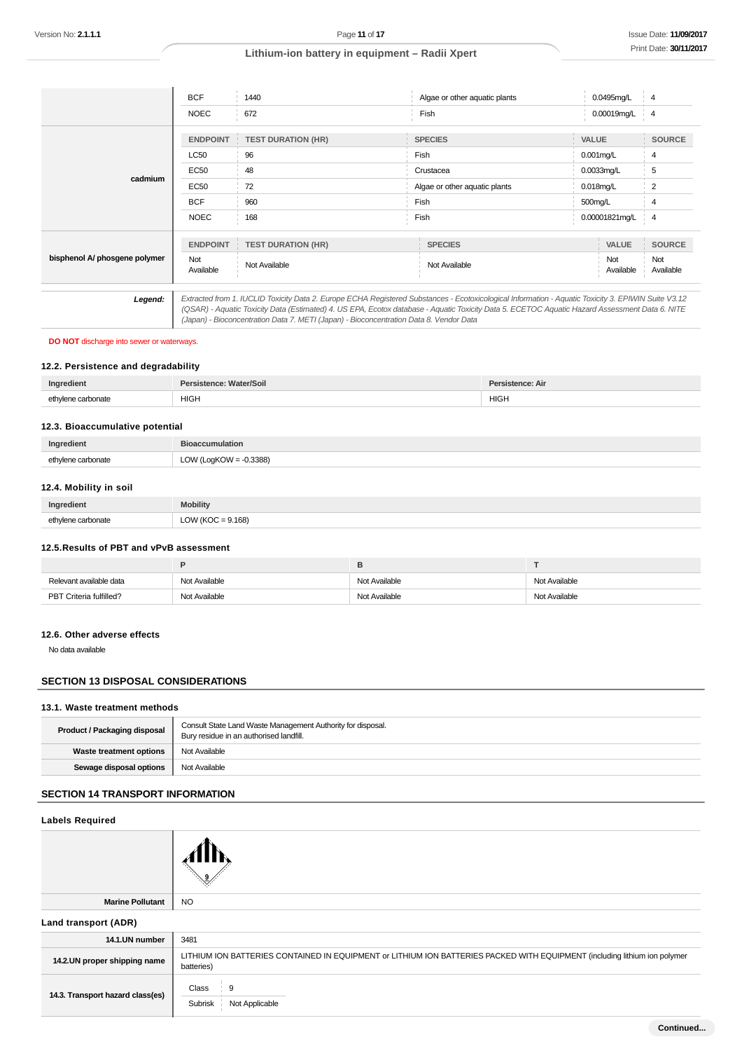| | | | | | |
|---|---|---|---|---|---|
| | BCF | 1440 | Algae or other aquatic plants | 0.0495mg/L | 4 |
| | NOEC | 672 | Fish | 0.00019mg/L | 4 |
| cadmium | ENDPOINT | TEST DURATION (HR) | SPECIES | VALUE | SOURCE |
| | LC50 | 96 | Fish | 0.001mg/L | 4 |
| | EC50 | 48 | Crustacea | 0.0033mg/L | 5 |
| | EC50 | 72 | Algae or other aquatic plants | 0.018mg/L | 2 |
| | BCF | 960 | Fish | 500mg/L | 4 |
| | NOEC | 168 | Fish | 0.00001821mg/L | 4 |
| bisphenol A/ phosgene polymer | ENDPOINT | TEST DURATION (HR) | SPECIES | VALUE | SOURCE |
| | Not Available | Not Available | Not Available | Not Available | Not Available |

| | |
|---|---|
| ***Legend:*** | *Extracted from 1. IUCLID Toxicity Data 2. Europe ECHA Registered Substances - Ecotoxicological Information - Aquatic Toxicity 3. EPIWIN Suite V3.12 (QSAR) - Aquatic Toxicity Data (Estimated) 4. US EPA, Ecotox database - Aquatic Toxicity Data 5. ECETOC Aquatic Hazard Assessment Data 6. NITE (Japan) - Bioconcentration Data 7. METI (Japan) - Bioconcentration Data 8. Vendor Data* |

**DO NOT** discharge into sewer or waterways.

### 12.2. Persistence and degradability

| Ingredient | Persistence: Water/Soil | Persistence: Air |
|---|---|---|
| ethylene carbonate | HIGH | HIGH |

### 12.3. Bioaccumulative potential

| Ingredient | Bioaccumulation |
|---|---|
| ethylene carbonate | LOW (LogKOW = -0.3388) |

### 12.4. Mobility in soil

| Ingredient | Mobility |
|---|---|
| ethylene carbonate | LOW (KOC = 9.168) |

### 12.5.Results of PBT and vPvB assessment

| | P | B | T |
|---|---|---|---|
| Relevant available data | Not Available | Not Available | Not Available |
| PBT Criteria fulfilled? | Not Available | Not Available | Not Available |

### 12.6. Other adverse effects

No data available

## SECTION 13 DISPOSAL CONSIDERATIONS

### 13.1. Waste treatment methods

| | |
|---|---|
| **Product / Packaging disposal** | Consult State Land Waste Management Authority for disposal.<br>Bury residue in an authorised landfill. |
| **Waste treatment options** | Not Available |
| **Sewage disposal options** | Not Available |

## SECTION 14 TRANSPORT INFORMATION

### Labels Required

| | |
|---|---|
| | 9 |
| **Marine Pollutant** | NO |

### Land transport (ADR)

| | |
|---|---|
| **14.1.UN number** | 3481 |
| **14.2.UN proper shipping name** | LITHIUM ION BATTERIES CONTAINED IN EQUIPMENT or LITHIUM ION BATTERIES PACKED WITH EQUIPMENT (including lithium ion polymer batteries) |
| **14.3. Transport hazard class(es)** | Class: 9<br>Subrisk: Not Applicable |

Continued...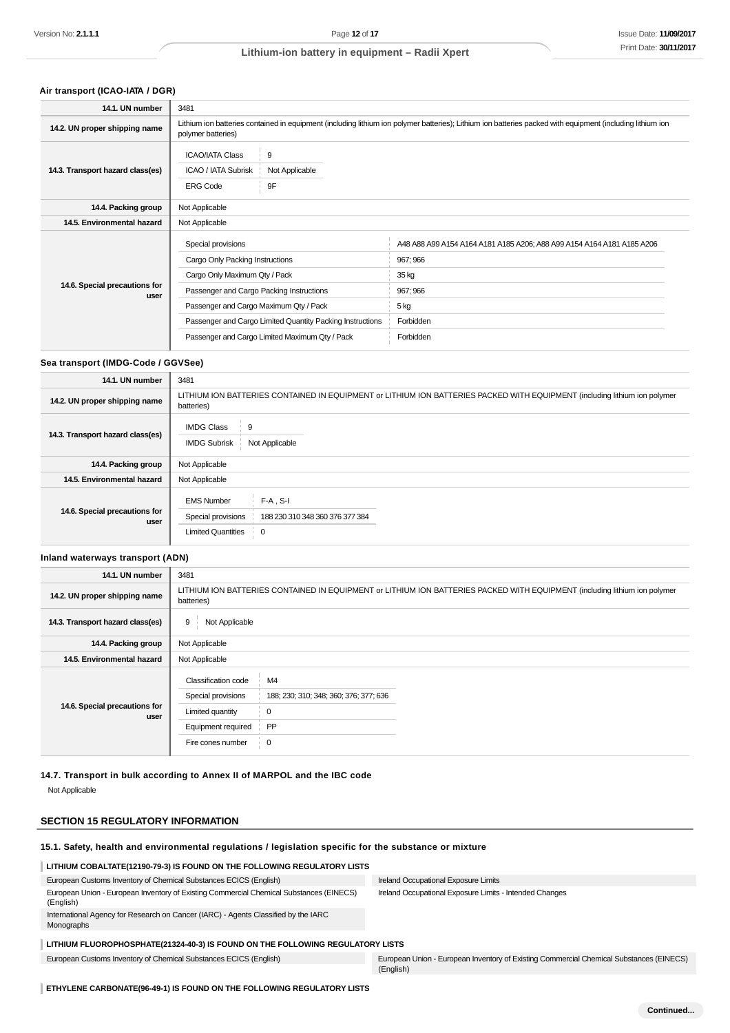### Air transport (ICAO-IATA / DGR)

| | |
|---|---|
| **14.1. UN number** | 3481 |
| **14.2. UN proper shipping name** | Lithium ion batteries contained in equipment (including lithium ion polymer batteries); Lithium ion batteries packed with equipment (including lithium ion polymer batteries) |
| **14.3. Transport hazard class(es)** | ICAO/IATA Class: 9<br>ICAO / IATA Subrisk: Not Applicable<br>ERG Code: 9F |
| **14.4. Packing group** | Not Applicable |
| **14.5. Environmental hazard** | Not Applicable |
| **14.6. Special precautions for user** | Special provisions: A48 A88 A99 A154 A164 A181 A185 A206; A88 A99 A154 A164 A181 A185 A206<br>Cargo Only Packing Instructions: 967; 966<br>Cargo Only Maximum Qty / Pack: 35 kg<br>Passenger and Cargo Packing Instructions: 967; 966<br>Passenger and Cargo Maximum Qty / Pack: 5 kg<br>Passenger and Cargo Limited Quantity Packing Instructions: Forbidden<br>Passenger and Cargo Limited Maximum Qty / Pack: Forbidden |

### Sea transport (IMDG-Code / GGVSee)

| | |
|---|---|
| **14.1. UN number** | 3481 |
| **14.2. UN proper shipping name** | LITHIUM ION BATTERIES CONTAINED IN EQUIPMENT or LITHIUM ION BATTERIES PACKED WITH EQUIPMENT (including lithium ion polymer batteries) |
| **14.3. Transport hazard class(es)** | IMDG Class: 9<br>IMDG Subrisk: Not Applicable |
| **14.4. Packing group** | Not Applicable |
| **14.5. Environmental hazard** | Not Applicable |
| **14.6. Special precautions for user** | EMS Number: F-A , S-I<br>Special provisions: 188 230 310 348 360 376 377 384<br>Limited Quantities: 0 |

### Inland waterways transport (ADN)

| | |
|---|---|
| **14.1. UN number** | 3481 |
| **14.2. UN proper shipping name** | LITHIUM ION BATTERIES CONTAINED IN EQUIPMENT or LITHIUM ION BATTERIES PACKED WITH EQUIPMENT (including lithium ion polymer batteries) |
| **14.3. Transport hazard class(es)** | 9 &nbsp; Not Applicable |
| **14.4. Packing group** | Not Applicable |
| **14.5. Environmental hazard** | Not Applicable |
| **14.6. Special precautions for user** | Classification code: M4<br>Special provisions: 188; 230; 310; 348; 360; 376; 377; 636<br>Limited quantity: 0<br>Equipment required: PP<br>Fire cones number: 0 |

### 14.7. Transport in bulk according to Annex II of MARPOL and the IBC code

Not Applicable

## SECTION 15 REGULATORY INFORMATION

### 15.1. Safety, health and environmental regulations / legislation specific for the substance or mixture

**LITHIUM COBALTATE(12190-79-3) IS FOUND ON THE FOLLOWING REGULATORY LISTS**

| | |
|---|---|
| European Customs Inventory of Chemical Substances ECICS (English) | Ireland Occupational Exposure Limits |
| European Union - European Inventory of Existing Commercial Chemical Substances (EINECS) (English) | Ireland Occupational Exposure Limits - Intended Changes |
| International Agency for Research on Cancer (IARC) - Agents Classified by the IARC Monographs | |

**LITHIUM FLUOROPHOSPHATE(21324-40-3) IS FOUND ON THE FOLLOWING REGULATORY LISTS**

| | |
|---|---|
| European Customs Inventory of Chemical Substances ECICS (English) | European Union - European Inventory of Existing Commercial Chemical Substances (EINECS) (English) |

**ETHYLENE CARBONATE(96-49-1) IS FOUND ON THE FOLLOWING REGULATORY LISTS**

Continued...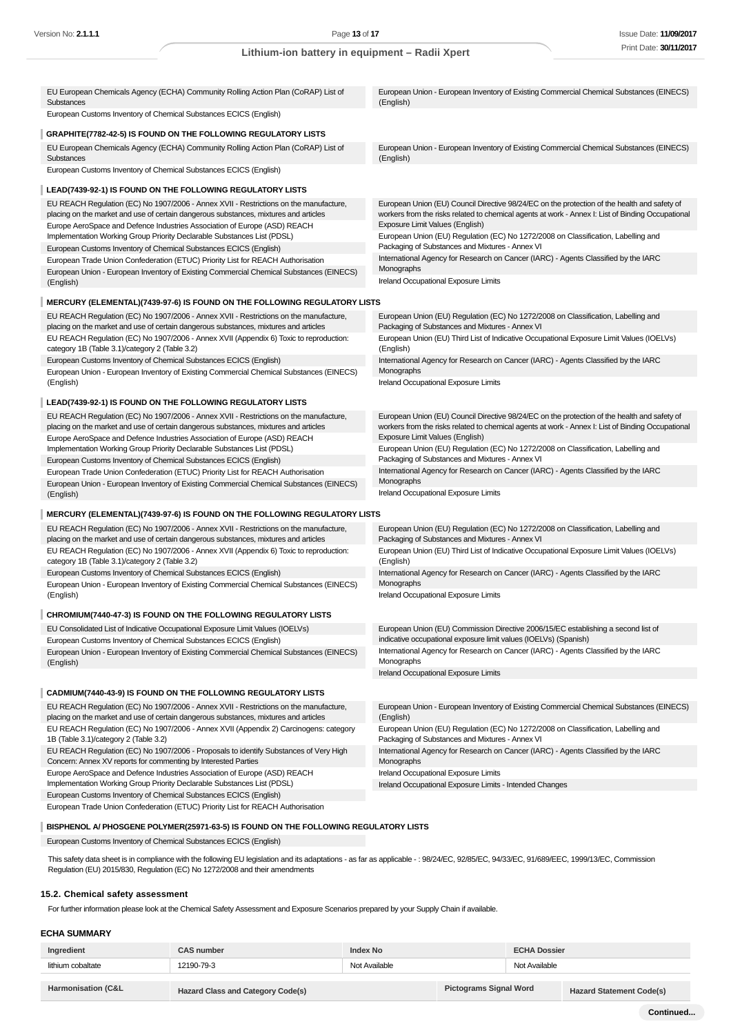EU European Chemicals Agency (ECHA) Community Rolling Action Plan (CoRAP) List of Substances

European Customs Inventory of Chemical Substances ECICS (English)

European Union - European Inventory of Existing Commercial Chemical Substances (EINECS) (English)

### GRAPHITE(7782-42-5) IS FOUND ON THE FOLLOWING REGULATORY LISTS

EU European Chemicals Agency (ECHA) Community Rolling Action Plan (CoRAP) List of Substances

European Customs Inventory of Chemical Substances ECICS (English)

European Union - European Inventory of Existing Commercial Chemical Substances (EINECS) (English)

### LEAD(7439-92-1) IS FOUND ON THE FOLLOWING REGULATORY LISTS

EU REACH Regulation (EC) No 1907/2006 - Annex XVII - Restrictions on the manufacture, placing on the market and use of certain dangerous substances, mixtures and articles

Europe AeroSpace and Defence Industries Association of Europe (ASD) REACH Implementation Working Group Priority Declarable Substances List (PDSL)

European Customs Inventory of Chemical Substances ECICS (English)

European Trade Union Confederation (ETUC) Priority List for REACH Authorisation

European Union - European Inventory of Existing Commercial Chemical Substances (EINECS) (English)

European Union (EU) Council Directive 98/24/EC on the protection of the health and safety of workers from the risks related to chemical agents at work - Annex I: List of Binding Occupational Exposure Limit Values (English)

European Union (EU) Regulation (EC) No 1272/2008 on Classification, Labelling and Packaging of Substances and Mixtures - Annex VI

International Agency for Research on Cancer (IARC) - Agents Classified by the IARC Monographs

Ireland Occupational Exposure Limits

### MERCURY (ELEMENTAL)(7439-97-6) IS FOUND ON THE FOLLOWING REGULATORY LISTS

EU REACH Regulation (EC) No 1907/2006 - Annex XVII - Restrictions on the manufacture, placing on the market and use of certain dangerous substances, mixtures and articles

EU REACH Regulation (EC) No 1907/2006 - Annex XVII (Appendix 6) Toxic to reproduction: category 1B (Table 3.1)/category 2 (Table 3.2)

European Customs Inventory of Chemical Substances ECICS (English)

European Union - European Inventory of Existing Commercial Chemical Substances (EINECS) (English)

European Union (EU) Regulation (EC) No 1272/2008 on Classification, Labelling and Packaging of Substances and Mixtures - Annex VI

European Union (EU) Third List of Indicative Occupational Exposure Limit Values (IOELVs) (English)

International Agency for Research on Cancer (IARC) - Agents Classified by the IARC Monographs

Ireland Occupational Exposure Limits

### LEAD(7439-92-1) IS FOUND ON THE FOLLOWING REGULATORY LISTS

EU REACH Regulation (EC) No 1907/2006 - Annex XVII - Restrictions on the manufacture, placing on the market and use of certain dangerous substances, mixtures and articles

Europe AeroSpace and Defence Industries Association of Europe (ASD) REACH Implementation Working Group Priority Declarable Substances List (PDSL)

European Customs Inventory of Chemical Substances ECICS (English)

European Trade Union Confederation (ETUC) Priority List for REACH Authorisation

European Union - European Inventory of Existing Commercial Chemical Substances (EINECS) (English)

European Union (EU) Council Directive 98/24/EC on the protection of the health and safety of workers from the risks related to chemical agents at work - Annex I: List of Binding Occupational Exposure Limit Values (English)

European Union (EU) Regulation (EC) No 1272/2008 on Classification, Labelling and Packaging of Substances and Mixtures - Annex VI

International Agency for Research on Cancer (IARC) - Agents Classified by the IARC Monographs

Ireland Occupational Exposure Limits

### MERCURY (ELEMENTAL)(7439-97-6) IS FOUND ON THE FOLLOWING REGULATORY LISTS

EU REACH Regulation (EC) No 1907/2006 - Annex XVII - Restrictions on the manufacture, placing on the market and use of certain dangerous substances, mixtures and articles

EU REACH Regulation (EC) No 1907/2006 - Annex XVII (Appendix 6) Toxic to reproduction: category 1B (Table 3.1)/category 2 (Table 3.2)

European Customs Inventory of Chemical Substances ECICS (English)

European Union - European Inventory of Existing Commercial Chemical Substances (EINECS) (English)

European Union (EU) Regulation (EC) No 1272/2008 on Classification, Labelling and Packaging of Substances and Mixtures - Annex VI

European Union (EU) Third List of Indicative Occupational Exposure Limit Values (IOELVs) (English)

International Agency for Research on Cancer (IARC) - Agents Classified by the IARC Monographs

Ireland Occupational Exposure Limits

### CHROMIUM(7440-47-3) IS FOUND ON THE FOLLOWING REGULATORY LISTS

EU Consolidated List of Indicative Occupational Exposure Limit Values (IOELVs)

European Customs Inventory of Chemical Substances ECICS (English)

European Union - European Inventory of Existing Commercial Chemical Substances (EINECS) (English)

European Union (EU) Commission Directive 2006/15/EC establishing a second list of indicative occupational exposure limit values (IOELVs) (Spanish)

International Agency for Research on Cancer (IARC) - Agents Classified by the IARC Monographs

Ireland Occupational Exposure Limits

### CADMIUM(7440-43-9) IS FOUND ON THE FOLLOWING REGULATORY LISTS

EU REACH Regulation (EC) No 1907/2006 - Annex XVII - Restrictions on the manufacture, placing on the market and use of certain dangerous substances, mixtures and articles

EU REACH Regulation (EC) No 1907/2006 - Annex XVII (Appendix 2) Carcinogens: category 1B (Table 3.1)/category 2 (Table 3.2)

EU REACH Regulation (EC) No 1907/2006 - Proposals to identify Substances of Very High Concern: Annex XV reports for commenting by Interested Parties

Europe AeroSpace and Defence Industries Association of Europe (ASD) REACH Implementation Working Group Priority Declarable Substances List (PDSL)

European Customs Inventory of Chemical Substances ECICS (English)

European Trade Union Confederation (ETUC) Priority List for REACH Authorisation

European Union - European Inventory of Existing Commercial Chemical Substances (EINECS) (English)

European Union (EU) Regulation (EC) No 1272/2008 on Classification, Labelling and Packaging of Substances and Mixtures - Annex VI

International Agency for Research on Cancer (IARC) - Agents Classified by the IARC Monographs

Ireland Occupational Exposure Limits

Ireland Occupational Exposure Limits - Intended Changes

### BISPHENOL A/ PHOSGENE POLYMER(25971-63-5) IS FOUND ON THE FOLLOWING REGULATORY LISTS

European Customs Inventory of Chemical Substances ECICS (English)

This safety data sheet is in compliance with the following EU legislation and its adaptations - as far as applicable - : 98/24/EC, 92/85/EC, 94/33/EC, 91/689/EEC, 1999/13/EC, Commission Regulation (EU) 2015/830, Regulation (EC) No 1272/2008 and their amendments

## 15.2. Chemical safety assessment

For further information please look at the Chemical Safety Assessment and Exposure Scenarios prepared by your Supply Chain if available.

### ECHA SUMMARY

| Ingredient | CAS number | Index No | ECHA Dossier |
|---|---|---|---|
| lithium cobaltate | 12190-79-3 | Not Available | Not Available |

| Harmonisation (C&L | Hazard Class and Category Code(s) | Pictograms Signal Word | Hazard Statement Code(s) |
|---|---|---|---|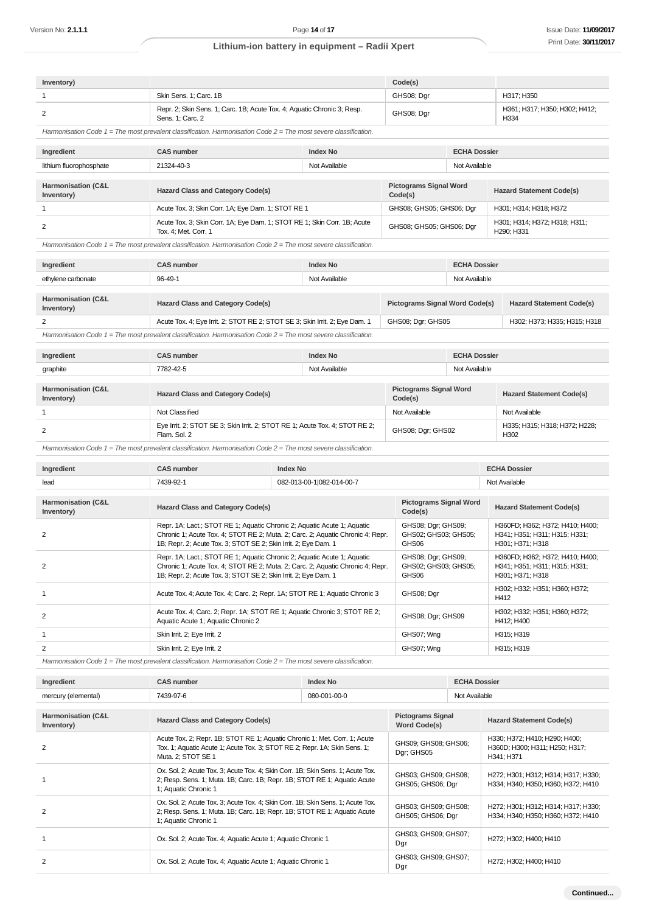| Inventory) | | Code(s) | |
|---|---|---|---|
| 1 | Skin Sens. 1; Carc. 1B | GHS08; Dgr | H317; H350 |
| 2 | Repr. 2; Skin Sens. 1; Carc. 1B; Acute Tox. 4; Aquatic Chronic 3; Resp. Sens. 1; Carc. 2 | GHS08; Dgr | H361; H317; H350; H302; H412; H334 |

*Harmonisation Code 1 = The most prevalent classification. Harmonisation Code 2 = The most severe classification.*

| Ingredient | CAS number | Index No | ECHA Dossier |
|---|---|---|---|
| lithium fluorophosphate | 21324-40-3 | Not Available | Not Available |

| Harmonisation (C&L Inventory) | Hazard Class and Category Code(s) | Pictograms Signal Word Code(s) | Hazard Statement Code(s) |
|---|---|---|---|
| 1 | Acute Tox. 3; Skin Corr. 1A; Eye Dam. 1; STOT RE 1 | GHS08; GHS05; GHS06; Dgr | H301; H314; H318; H372 |
| 2 | Acute Tox. 3; Skin Corr. 1A; Eye Dam. 1; STOT RE 1; Skin Corr. 1B; Acute Tox. 4; Met. Corr. 1 | GHS08; GHS05; GHS06; Dgr | H301; H314; H372; H318; H311; H290; H331 |

*Harmonisation Code 1 = The most prevalent classification. Harmonisation Code 2 = The most severe classification.*

| Ingredient | CAS number | Index No | ECHA Dossier |
|---|---|---|---|
| ethylene carbonate | 96-49-1 | Not Available | Not Available |

| Harmonisation (C&L Inventory) | Hazard Class and Category Code(s) | Pictograms Signal Word Code(s) | Hazard Statement Code(s) |
|---|---|---|---|
| 2 | Acute Tox. 4; Eye Irrit. 2; STOT RE 2; STOT SE 3; Skin Irrit. 2; Eye Dam. 1 | GHS08; Dgr; GHS05 | H302; H373; H335; H315; H318 |

*Harmonisation Code 1 = The most prevalent classification. Harmonisation Code 2 = The most severe classification.*

| Ingredient | CAS number | Index No | ECHA Dossier |
|---|---|---|---|
| graphite | 7782-42-5 | Not Available | Not Available |

| Harmonisation (C&L Inventory) | Hazard Class and Category Code(s) | Pictograms Signal Word Code(s) | Hazard Statement Code(s) |
|---|---|---|---|
| 1 | Not Classified | Not Available | Not Available |
| 2 | Eye Irrit. 2; STOT SE 3; Skin Irrit. 2; STOT RE 1; Acute Tox. 4; STOT RE 2; Flam. Sol. 2 | GHS08; Dgr; GHS02 | H335; H315; H318; H372; H228; H302 |

*Harmonisation Code 1 = The most prevalent classification. Harmonisation Code 2 = The most severe classification.*

| Ingredient | CAS number | Index No | ECHA Dossier |
|---|---|---|---|
| lead | 7439-92-1 | 082-013-00-1\|082-014-00-7 | Not Available |

| Harmonisation (C&L Inventory) | Hazard Class and Category Code(s) | Pictograms Signal Word Code(s) | Hazard Statement Code(s) |
|---|---|---|---|
| 2 | Repr. 1A; Lact.; STOT RE 1; Aquatic Chronic 2; Aquatic Acute 1; Aquatic Chronic 1; Acute Tox. 4; STOT RE 2; Muta. 2; Carc. 2; Aquatic Chronic 4; Repr. 1B; Repr. 2; Acute Tox. 3; STOT SE 2; Skin Irrit. 2; Eye Dam. 1 | GHS08; Dgr; GHS09; GHS02; GHS03; GHS05; GHS06 | H360FD; H362; H372; H410; H400; H341; H351; H311; H315; H331; H301; H371; H318 |
| 2 | Repr. 1A; Lact.; STOT RE 1; Aquatic Chronic 2; Aquatic Acute 1; Aquatic Chronic 1; Acute Tox. 4; STOT RE 2; Muta. 2; Carc. 2; Aquatic Chronic 4; Repr. 1B; Repr. 2; Acute Tox. 3; STOT SE 2; Skin Irrit. 2; Eye Dam. 1 | GHS08; Dgr; GHS09; GHS02; GHS03; GHS05; GHS06 | H360FD; H362; H372; H410; H400; H341; H351; H311; H315; H331; H301; H371; H318 |
| 1 | Acute Tox. 4; Acute Tox. 4; Carc. 2; Repr. 1A; STOT RE 1; Aquatic Chronic 3 | GHS08; Dgr | H302; H332; H351; H360; H372; H412 |
| 2 | Acute Tox. 4; Carc. 2; Repr. 1A; STOT RE 1; Aquatic Chronic 3; STOT RE 2; Aquatic Acute 1; Aquatic Chronic 2 | GHS08; Dgr; GHS09 | H302; H332; H351; H360; H372; H412; H400 |
| 1 | Skin Irrit. 2; Eye Irrit. 2 | GHS07; Wng | H315; H319 |
| 2 | Skin Irrit. 2; Eye Irrit. 2 | GHS07; Wng | H315; H319 |

*Harmonisation Code 1 = The most prevalent classification. Harmonisation Code 2 = The most severe classification.*

| Ingredient | CAS number | Index No | ECHA Dossier |
|---|---|---|---|
| mercury (elemental) | 7439-97-6 | 080-001-00-0 | Not Available |

| Harmonisation (C&L Inventory) | Hazard Class and Category Code(s) | Pictograms Signal Word Code(s) | Hazard Statement Code(s) |
|---|---|---|---|
| 2 | Acute Tox. 2; Repr. 1B; STOT RE 1; Aquatic Chronic 1; Met. Corr. 1; Acute Tox. 1; Aquatic Acute 1; Acute Tox. 3; STOT RE 2; Repr. 1A; Skin Sens. 1; Muta. 2; STOT SE 1 | GHS09; GHS08; GHS06; Dgr; GHS05 | H330; H372; H410; H290; H400; H360D; H300; H311; H250; H317; H341; H371 |
| 1 | Ox. Sol. 2; Acute Tox. 3; Acute Tox. 4; Skin Corr. 1B; Skin Sens. 1; Acute Tox. 2; Resp. Sens. 1; Muta. 1B; Carc. 1B; Repr. 1B; STOT RE 1; Aquatic Acute 1; Aquatic Chronic 1 | GHS03; GHS09; GHS08; GHS05; GHS06; Dgr | H272; H301; H312; H314; H317; H330; H334; H340; H350; H360; H372; H410 |
| 2 | Ox. Sol. 2; Acute Tox. 3; Acute Tox. 4; Skin Corr. 1B; Skin Sens. 1; Acute Tox. 2; Resp. Sens. 1; Muta. 1B; Carc. 1B; Repr. 1B; STOT RE 1; Aquatic Acute 1; Aquatic Chronic 1 | GHS03; GHS09; GHS08; GHS05; GHS06; Dgr | H272; H301; H312; H314; H317; H330; H334; H340; H350; H360; H372; H410 |
| 1 | Ox. Sol. 2; Acute Tox. 4; Aquatic Acute 1; Aquatic Chronic 1 | GHS03; GHS09; GHS07; Dgr | H272; H302; H400; H410 |
| 2 | Ox. Sol. 2; Acute Tox. 4; Aquatic Acute 1; Aquatic Chronic 1 | GHS03; GHS09; GHS07; Dgr | H272; H302; H400; H410 |

**Continued...**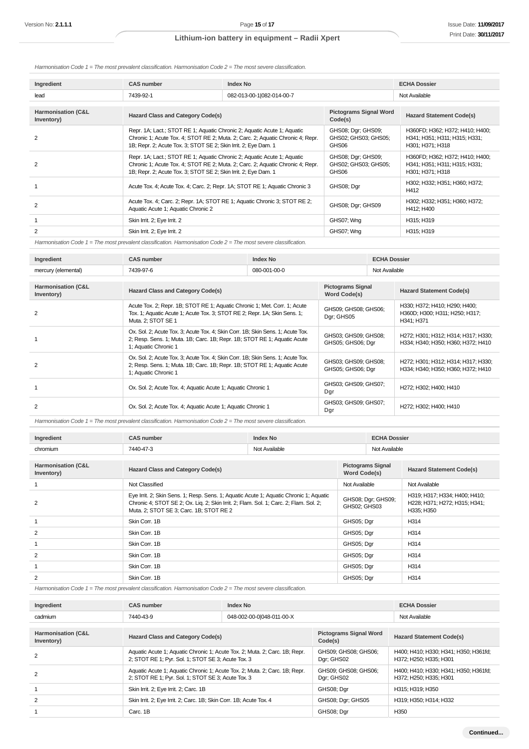*Harmonisation Code 1 = The most prevalent classification. Harmonisation Code 2 = The most severe classification.*

| Ingredient | CAS number | Index No | ECHA Dossier |
|---|---|---|---|
| lead | 7439-92-1 | 082-013-00-1\|082-014-00-7 | Not Available |

| Harmonisation (C&L Inventory) | Hazard Class and Category Code(s) | Pictograms Signal Word Code(s) | Hazard Statement Code(s) |
|---|---|---|---|
| 2 | Repr. 1A; Lact.; STOT RE 1; Aquatic Chronic 2; Aquatic Acute 1; Aquatic Chronic 1; Acute Tox. 4; STOT RE 2; Muta. 2; Carc. 2; Aquatic Chronic 4; Repr. 1B; Repr. 2; Acute Tox. 3; STOT SE 2; Skin Irrit. 2; Eye Dam. 1 | GHS08; Dgr; GHS09; GHS02; GHS03; GHS05; GHS06 | H360FD; H362; H372; H410; H400; H341; H351; H311; H315; H331; H301; H371; H318 |
| 2 | Repr. 1A; Lact.; STOT RE 1; Aquatic Chronic 2; Aquatic Acute 1; Aquatic Chronic 1; Acute Tox. 4; STOT RE 2; Muta. 2; Carc. 2; Aquatic Chronic 4; Repr. 1B; Repr. 2; Acute Tox. 3; STOT SE 2; Skin Irrit. 2; Eye Dam. 1 | GHS08; Dgr; GHS09; GHS02; GHS03; GHS05; GHS06 | H360FD; H362; H372; H410; H400; H341; H351; H311; H315; H331; H301; H371; H318 |
| 1 | Acute Tox. 4; Acute Tox. 4; Carc. 2; Repr. 1A; STOT RE 1; Aquatic Chronic 3 | GHS08; Dgr | H302; H332; H351; H360; H372; H412 |
| 2 | Acute Tox. 4; Carc. 2; Repr. 1A; STOT RE 1; Aquatic Chronic 3; STOT RE 2; Aquatic Acute 1; Aquatic Chronic 2 | GHS08; Dgr; GHS09 | H302; H332; H351; H360; H372; H412; H400 |
| 1 | Skin Irrit. 2; Eye Irrit. 2 | GHS07; Wng | H315; H319 |
| 2 | Skin Irrit. 2; Eye Irrit. 2 | GHS07; Wng | H315; H319 |

*Harmonisation Code 1 = The most prevalent classification. Harmonisation Code 2 = The most severe classification.*

| Ingredient | CAS number | Index No | ECHA Dossier |
|---|---|---|---|
| mercury (elemental) | 7439-97-6 | 080-001-00-0 | Not Available |

| Harmonisation (C&L Inventory) | Hazard Class and Category Code(s) | Pictograms Signal Word Code(s) | Hazard Statement Code(s) |
|---|---|---|---|
| 2 | Acute Tox. 2; Repr. 1B; STOT RE 1; Aquatic Chronic 1; Met. Corr. 1; Acute Tox. 1; Aquatic Acute 1; Acute Tox. 3; STOT RE 2; Repr. 1A; Skin Sens. 1; Muta. 2; STOT SE 1 | GHS09; GHS08; GHS06; Dgr; GHS05 | H330; H372; H410; H290; H400; H360D; H300; H311; H250; H317; H341; H371 |
| 1 | Ox. Sol. 2; Acute Tox. 3; Acute Tox. 4; Skin Corr. 1B; Skin Sens. 1; Acute Tox. 2; Resp. Sens. 1; Muta. 1B; Carc. 1B; Repr. 1B; STOT RE 1; Aquatic Acute 1; Aquatic Chronic 1 | GHS03; GHS09; GHS08; GHS05; GHS06; Dgr | H272; H301; H312; H314; H317; H330; H334; H340; H350; H360; H372; H410 |
| 2 | Ox. Sol. 2; Acute Tox. 3; Acute Tox. 4; Skin Corr. 1B; Skin Sens. 1; Acute Tox. 2; Resp. Sens. 1; Muta. 1B; Carc. 1B; Repr. 1B; STOT RE 1; Aquatic Acute 1; Aquatic Chronic 1 | GHS03; GHS09; GHS08; GHS05; GHS06; Dgr | H272; H301; H312; H314; H317; H330; H334; H340; H350; H360; H372; H410 |
| 1 | Ox. Sol. 2; Acute Tox. 4; Aquatic Acute 1; Aquatic Chronic 1 | GHS03; GHS09; GHS07; Dgr | H272; H302; H400; H410 |
| 2 | Ox. Sol. 2; Acute Tox. 4; Aquatic Acute 1; Aquatic Chronic 1 | GHS03; GHS09; GHS07; Dgr | H272; H302; H400; H410 |

*Harmonisation Code 1 = The most prevalent classification. Harmonisation Code 2 = The most severe classification.*

| Ingredient | CAS number | Index No | ECHA Dossier |
|---|---|---|---|
| chromium | 7440-47-3 | Not Available | Not Available |

| Harmonisation (C&L Inventory) | Hazard Class and Category Code(s) | Pictograms Signal Word Code(s) | Hazard Statement Code(s) |
|---|---|---|---|
| 1 | Not Classified | Not Available | Not Available |
| 2 | Eye Irrit. 2; Skin Sens. 1; Resp. Sens. 1; Aquatic Acute 1; Aquatic Chronic 1; Aquatic Chronic 4; STOT SE 2; Ox. Liq. 2; Skin Irrit. 2; Flam. Sol. 1; Carc. 2; Flam. Sol. 2; Muta. 2; STOT SE 3; Carc. 1B; STOT RE 2 | GHS08; Dgr; GHS09; GHS02; GHS03 | H319; H317; H334; H400; H410; H228; H371; H272; H315; H341; H335; H350 |
| 1 | Skin Corr. 1B | GHS05; Dgr | H314 |
| 2 | Skin Corr. 1B | GHS05; Dgr | H314 |
| 1 | Skin Corr. 1B | GHS05; Dgr | H314 |
| 2 | Skin Corr. 1B | GHS05; Dgr | H314 |
| 1 | Skin Corr. 1B | GHS05; Dgr | H314 |
| 2 | Skin Corr. 1B | GHS05; Dgr | H314 |

*Harmonisation Code 1 = The most prevalent classification. Harmonisation Code 2 = The most severe classification.*

| Ingredient | CAS number | Index No | ECHA Dossier |
|---|---|---|---|
| cadmium | 7440-43-9 | 048-002-00-0\|048-011-00-X | Not Available |

| Harmonisation (C&L Inventory) | Hazard Class and Category Code(s) | Pictograms Signal Word Code(s) | Hazard Statement Code(s) |
|---|---|---|---|
| 2 | Aquatic Acute 1; Aquatic Chronic 1; Acute Tox. 2; Muta. 2; Carc. 1B; Repr. 2; STOT RE 1; Pyr. Sol. 1; STOT SE 3; Acute Tox. 3 | GHS09; GHS08; GHS06; Dgr; GHS02 | H400; H410; H330; H341; H350; H361fd; H372; H250; H335; H301 |
| 2 | Aquatic Acute 1; Aquatic Chronic 1; Acute Tox. 2; Muta. 2; Carc. 1B; Repr. 2; STOT RE 1; Pyr. Sol. 1; STOT SE 3; Acute Tox. 3 | GHS09; GHS08; GHS06; Dgr; GHS02 | H400; H410; H330; H341; H350; H361fd; H372; H250; H335; H301 |
| 1 | Skin Irrit. 2; Eye Irrit. 2; Carc. 1B | GHS08; Dgr | H315; H319; H350 |
| 2 | Skin Irrit. 2; Eye Irrit. 2; Carc. 1B; Skin Corr. 1B; Acute Tox. 4 | GHS08; Dgr; GHS05 | H319; H350; H314; H332 |
| 1 | Carc. 1B | GHS08; Dgr | H350 |

**Continued...**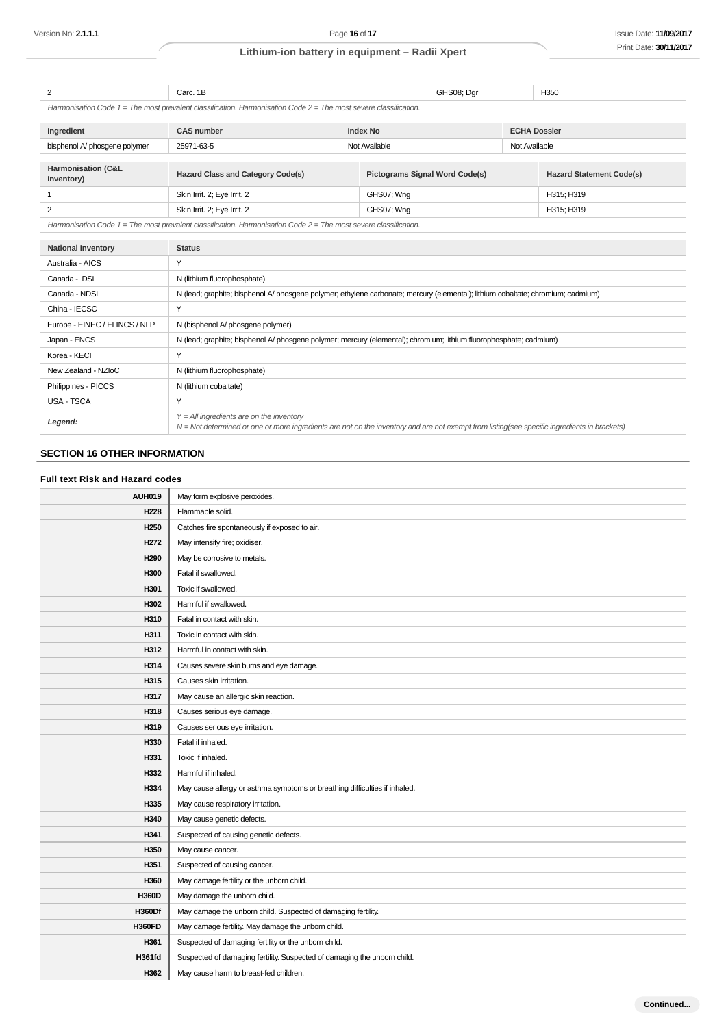| | | | |
|---|---|---|---|
| 2 | Carc. 1B | GHS08; Dgr | H350 |

*Harmonisation Code 1 = The most prevalent classification. Harmonisation Code 2 = The most severe classification.*

| Ingredient | CAS number | Index No | ECHA Dossier |
|---|---|---|---|
| bisphenol A/ phosgene polymer | 25971-63-5 | Not Available | Not Available |

| Harmonisation (C&L Inventory) | Hazard Class and Category Code(s) | Pictograms Signal Word Code(s) | Hazard Statement Code(s) |
|---|---|---|---|
| 1 | Skin Irrit. 2; Eye Irrit. 2 | GHS07; Wng | H315; H319 |
| 2 | Skin Irrit. 2; Eye Irrit. 2 | GHS07; Wng | H315; H319 |

*Harmonisation Code 1 = The most prevalent classification. Harmonisation Code 2 = The most severe classification.*

| National Inventory | Status |
|---|---|
| Australia - AICS | Y |
| Canada - DSL | N (lithium fluorophosphate) |
| Canada - NDSL | N (lead; graphite; bisphenol A/ phosgene polymer; ethylene carbonate; mercury (elemental); lithium cobaltate; chromium; cadmium) |
| China - IECSC | Y |
| Europe - EINEC / ELINCS / NLP | N (bisphenol A/ phosgene polymer) |
| Japan - ENCS | N (lead; graphite; bisphenol A/ phosgene polymer; mercury (elemental); chromium; lithium fluorophosphate; cadmium) |
| Korea - KECI | Y |
| New Zealand - NZIoC | N (lithium fluorophosphate) |
| Philippines - PICCS | N (lithium cobaltate) |
| USA - TSCA | Y |
| ***Legend:*** | *Y = All ingredients are on the inventory*<br>*N = Not determined or one or more ingredients are not on the inventory and are not exempt from listing(see specific ingredients in brackets)* |

## SECTION 16 OTHER INFORMATION

### Full text Risk and Hazard codes

| Code | Statement |
|---|---|
| **AUH019** | May form explosive peroxides. |
| **H228** | Flammable solid. |
| **H250** | Catches fire spontaneously if exposed to air. |
| **H272** | May intensify fire; oxidiser. |
| **H290** | May be corrosive to metals. |
| **H300** | Fatal if swallowed. |
| **H301** | Toxic if swallowed. |
| **H302** | Harmful if swallowed. |
| **H310** | Fatal in contact with skin. |
| **H311** | Toxic in contact with skin. |
| **H312** | Harmful in contact with skin. |
| **H314** | Causes severe skin burns and eye damage. |
| **H315** | Causes skin irritation. |
| **H317** | May cause an allergic skin reaction. |
| **H318** | Causes serious eye damage. |
| **H319** | Causes serious eye irritation. |
| **H330** | Fatal if inhaled. |
| **H331** | Toxic if inhaled. |
| **H332** | Harmful if inhaled. |
| **H334** | May cause allergy or asthma symptoms or breathing difficulties if inhaled. |
| **H335** | May cause respiratory irritation. |
| **H340** | May cause genetic defects. |
| **H341** | Suspected of causing genetic defects. |
| **H350** | May cause cancer. |
| **H351** | Suspected of causing cancer. |
| **H360** | May damage fertility or the unborn child. |
| **H360D** | May damage the unborn child. |
| **H360Df** | May damage the unborn child. Suspected of damaging fertility. |
| **H360FD** | May damage fertility. May damage the unborn child. |
| **H361** | Suspected of damaging fertility or the unborn child. |
| **H361fd** | Suspected of damaging fertility. Suspected of damaging the unborn child. |
| **H362** | May cause harm to breast-fed children. |

**Continued...**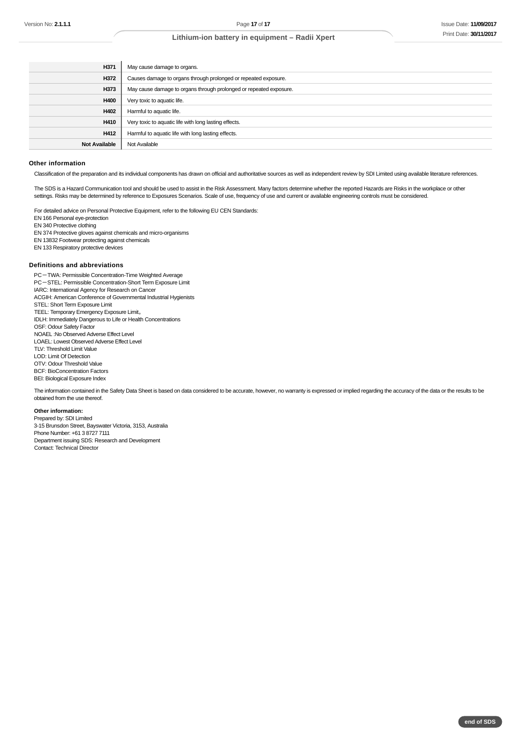| | |
|---|---|
| **H371** | May cause damage to organs. |
| **H372** | Causes damage to organs through prolonged or repeated exposure. |
| **H373** | May cause damage to organs through prolonged or repeated exposure. |
| **H400** | Very toxic to aquatic life. |
| **H402** | Harmful to aquatic life. |
| **H410** | Very toxic to aquatic life with long lasting effects. |
| **H412** | Harmful to aquatic life with long lasting effects. |
| **Not Available** | Not Available |

### Other information

Classification of the preparation and its individual components has drawn on official and authoritative sources as well as independent review by SDI Limited using available literature references.

The SDS is a Hazard Communication tool and should be used to assist in the Risk Assessment. Many factors determine whether the reported Hazards are Risks in the workplace or other settings. Risks may be determined by reference to Exposures Scenarios. Scale of use, frequency of use and current or available engineering controls must be considered.

For detailed advice on Personal Protective Equipment, refer to the following EU CEN Standards:
EN 166 Personal eye-protection
EN 340 Protective clothing
EN 374 Protective gloves against chemicals and micro-organisms
EN 13832 Footwear protecting against chemicals
EN 133 Respiratory protective devices

### Definitions and abbreviations

PC－TWA: Permissible Concentration-Time Weighted Average
PC－STEL: Permissible Concentration-Short Term Exposure Limit
IARC: International Agency for Research on Cancer
ACGIH: American Conference of Governmental Industrial Hygienists
STEL: Short Term Exposure Limit
TEEL: Temporary Emergency Exposure Limit。
IDLH: Immediately Dangerous to Life or Health Concentrations
OSF: Odour Safety Factor
NOAEL :No Observed Adverse Effect Level
LOAEL: Lowest Observed Adverse Effect Level
TLV: Threshold Limit Value
LOD: Limit Of Detection
OTV: Odour Threshold Value
BCF: BioConcentration Factors
BEI: Biological Exposure Index

The information contained in the Safety Data Sheet is based on data considered to be accurate, however, no warranty is expressed or implied regarding the accuracy of the data or the results to be obtained from the use thereof.

**Other information:**
Prepared by: SDI Limited
3-15 Brunsdon Street, Bayswater Victoria, 3153, Australia
Phone Number: +61 3 8727 7111
Department issuing SDS: Research and Development
Contact: Technical Director

end of SDS